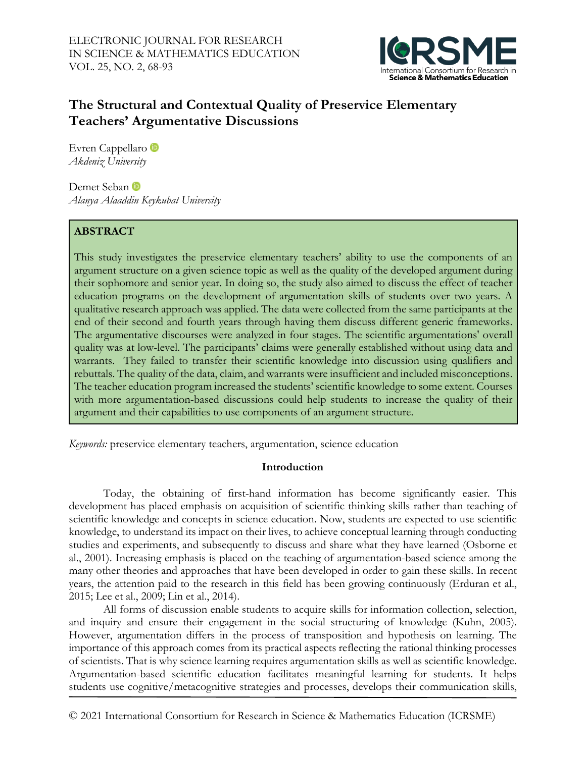# The Structural and Contextual Quality of Preservice Elementary Teachers' Argumentative Discussions

Evren Cappellaro
*Akdeniz University*

Demet Seban
*Alanya Alaaddin Keykubat University*

## ABSTRACT

This study investigates the preservice elementary teachers' ability to use the components of an argument structure on a given science topic as well as the quality of the developed argument during their sophomore and senior year. In doing so, the study also aimed to discuss the effect of teacher education programs on the development of argumentation skills of students over two years. A qualitative research approach was applied. The data were collected from the same participants at the end of their second and fourth years through having them discuss different generic frameworks. The argumentative discourses were analyzed in four stages. The scientific argumentations' overall quality was at low-level. The participants' claims were generally established without using data and warrants. They failed to transfer their scientific knowledge into discussion using qualifiers and rebuttals. The quality of the data, claim, and warrants were insufficient and included misconceptions. The teacher education program increased the students' scientific knowledge to some extent. Courses with more argumentation-based discussions could help students to increase the quality of their argument and their capabilities to use components of an argument structure.

*Keywords:* preservice elementary teachers, argumentation, science education

## Introduction

Today, the obtaining of first-hand information has become significantly easier. This development has placed emphasis on acquisition of scientific thinking skills rather than teaching of scientific knowledge and concepts in science education. Now, students are expected to use scientific knowledge, to understand its impact on their lives, to achieve conceptual learning through conducting studies and experiments, and subsequently to discuss and share what they have learned (Osborne et al., 2001). Increasing emphasis is placed on the teaching of argumentation-based science among the many other theories and approaches that have been developed in order to gain these skills. In recent years, the attention paid to the research in this field has been growing continuously (Erduran et al., 2015; Lee et al., 2009; Lin et al., 2014).

All forms of discussion enable students to acquire skills for information collection, selection, and inquiry and ensure their engagement in the social structuring of knowledge (Kuhn, 2005). However, argumentation differs in the process of transposition and hypothesis on learning. The importance of this approach comes from its practical aspects reflecting the rational thinking processes of scientists. That is why science learning requires argumentation skills as well as scientific knowledge. Argumentation-based scientific education facilitates meaningful learning for students. It helps students use cognitive/metacognitive strategies and processes, develops their communication skills,

© 2021 International Consortium for Research in Science & Mathematics Education (ICRSME)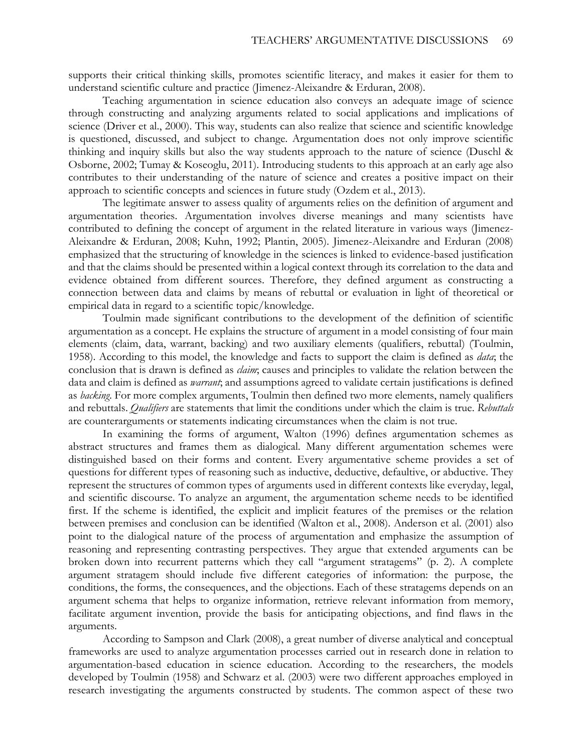supports their critical thinking skills, promotes scientific literacy, and makes it easier for them to understand scientific culture and practice (Jimenez-Aleixandre & Erduran, 2008).

Teaching argumentation in science education also conveys an adequate image of science through constructing and analyzing arguments related to social applications and implications of science (Driver et al., 2000). This way, students can also realize that science and scientific knowledge is questioned, discussed, and subject to change. Argumentation does not only improve scientific thinking and inquiry skills but also the way students approach to the nature of science (Duschl & Osborne, 2002; Tumay & Koseoglu, 2011). Introducing students to this approach at an early age also contributes to their understanding of the nature of science and creates a positive impact on their approach to scientific concepts and sciences in future study (Ozdem et al., 2013).

The legitimate answer to assess quality of arguments relies on the definition of argument and argumentation theories. Argumentation involves diverse meanings and many scientists have contributed to defining the concept of argument in the related literature in various ways (Jimenez-Aleixandre & Erduran, 2008; Kuhn, 1992; Plantin, 2005). Jimenez-Aleixandre and Erduran (2008) emphasized that the structuring of knowledge in the sciences is linked to evidence-based justification and that the claims should be presented within a logical context through its correlation to the data and evidence obtained from different sources. Therefore, they defined argument as constructing a connection between data and claims by means of rebuttal or evaluation in light of theoretical or empirical data in regard to a scientific topic/knowledge.

Toulmin made significant contributions to the development of the definition of scientific argumentation as a concept. He explains the structure of argument in a model consisting of four main elements (claim, data, warrant, backing) and two auxiliary elements (qualifiers, rebuttal) (Toulmin, 1958). According to this model, the knowledge and facts to support the claim is defined as *data*; the conclusion that is drawn is defined as *claim*; causes and principles to validate the relation between the data and claim is defined as *warrant*; and assumptions agreed to validate certain justifications is defined as *backing*. For more complex arguments, Toulmin then defined two more elements, namely qualifiers and rebuttals. *Qualifiers* are statements that limit the conditions under which the claim is true. *Rebuttals* are counterarguments or statements indicating circumstances when the claim is not true.

In examining the forms of argument, Walton (1996) defines argumentation schemes as abstract structures and frames them as dialogical. Many different argumentation schemes were distinguished based on their forms and content. Every argumentative scheme provides a set of questions for different types of reasoning such as inductive, deductive, defaultive, or abductive. They represent the structures of common types of arguments used in different contexts like everyday, legal, and scientific discourse. To analyze an argument, the argumentation scheme needs to be identified first. If the scheme is identified, the explicit and implicit features of the premises or the relation between premises and conclusion can be identified (Walton et al., 2008). Anderson et al. (2001) also point to the dialogical nature of the process of argumentation and emphasize the assumption of reasoning and representing contrasting perspectives. They argue that extended arguments can be broken down into recurrent patterns which they call "argument stratagems" (p. 2). A complete argument stratagem should include five different categories of information: the purpose, the conditions, the forms, the consequences, and the objections. Each of these stratagems depends on an argument schema that helps to organize information, retrieve relevant information from memory, facilitate argument invention, provide the basis for anticipating objections, and find flaws in the arguments.

According to Sampson and Clark (2008), a great number of diverse analytical and conceptual frameworks are used to analyze argumentation processes carried out in research done in relation to argumentation-based education in science education. According to the researchers, the models developed by Toulmin (1958) and Schwarz et al. (2003) were two different approaches employed in research investigating the arguments constructed by students. The common aspect of these two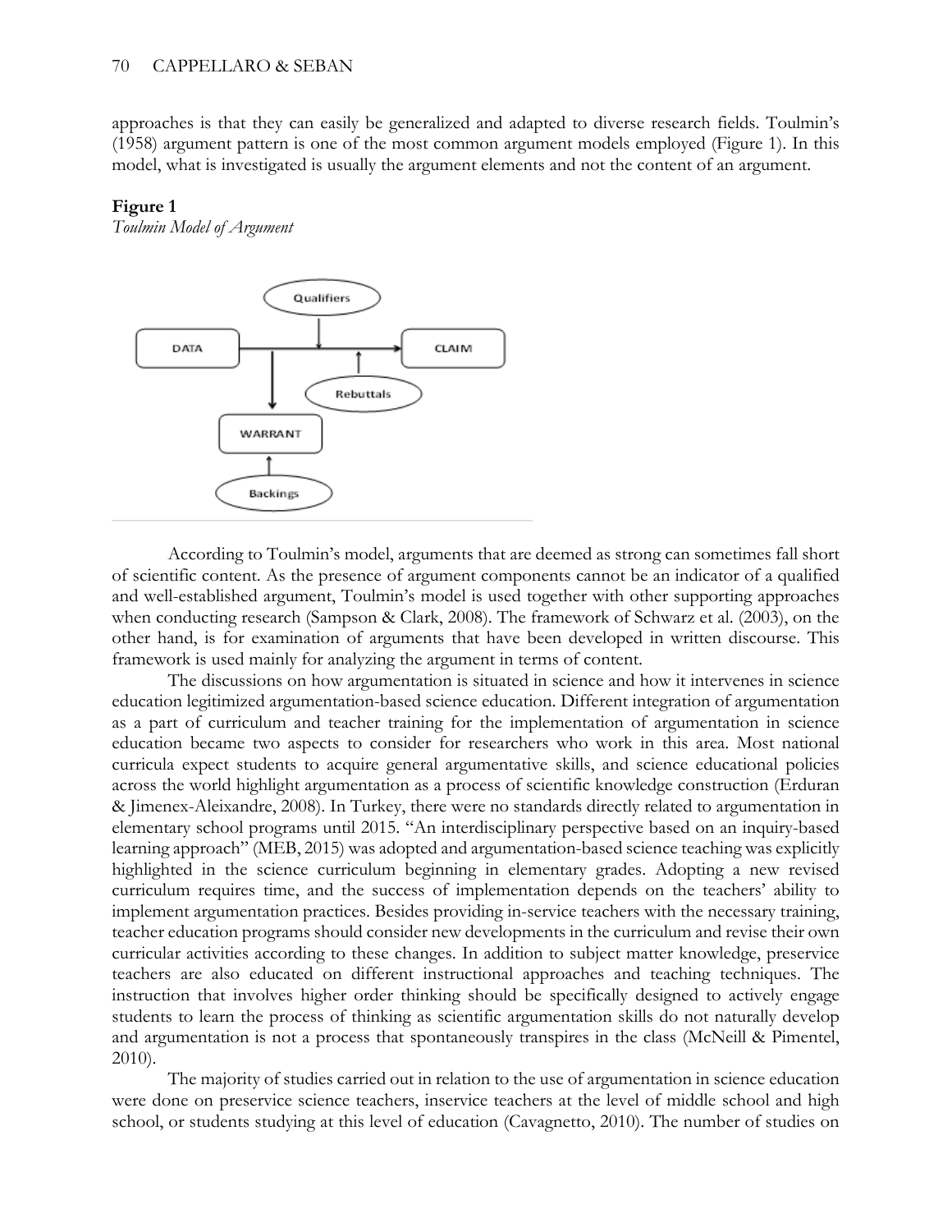approaches is that they can easily be generalized and adapted to diverse research fields. Toulmin's (1958) argument pattern is one of the most common argument models employed (Figure 1). In this model, what is investigated is usually the argument elements and not the content of an argument.

**Figure 1**
*Toulmin Model of Argument*

According to Toulmin's model, arguments that are deemed as strong can sometimes fall short of scientific content. As the presence of argument components cannot be an indicator of a qualified and well-established argument, Toulmin's model is used together with other supporting approaches when conducting research (Sampson & Clark, 2008). The framework of Schwarz et al. (2003), on the other hand, is for examination of arguments that have been developed in written discourse. This framework is used mainly for analyzing the argument in terms of content.

The discussions on how argumentation is situated in science and how it intervenes in science education legitimized argumentation-based science education. Different integration of argumentation as a part of curriculum and teacher training for the implementation of argumentation in science education became two aspects to consider for researchers who work in this area. Most national curricula expect students to acquire general argumentative skills, and science educational policies across the world highlight argumentation as a process of scientific knowledge construction (Erduran & Jimenex-Aleixandre, 2008). In Turkey, there were no standards directly related to argumentation in elementary school programs until 2015. "An interdisciplinary perspective based on an inquiry-based learning approach" (MEB, 2015) was adopted and argumentation-based science teaching was explicitly highlighted in the science curriculum beginning in elementary grades. Adopting a new revised curriculum requires time, and the success of implementation depends on the teachers' ability to implement argumentation practices. Besides providing in-service teachers with the necessary training, teacher education programs should consider new developments in the curriculum and revise their own curricular activities according to these changes. In addition to subject matter knowledge, preservice teachers are also educated on different instructional approaches and teaching techniques. The instruction that involves higher order thinking should be specifically designed to actively engage students to learn the process of thinking as scientific argumentation skills do not naturally develop and argumentation is not a process that spontaneously transpires in the class (McNeill & Pimentel, 2010).

The majority of studies carried out in relation to the use of argumentation in science education were done on preservice science teachers, inservice teachers at the level of middle school and high school, or students studying at this level of education (Cavagnetto, 2010). The number of studies on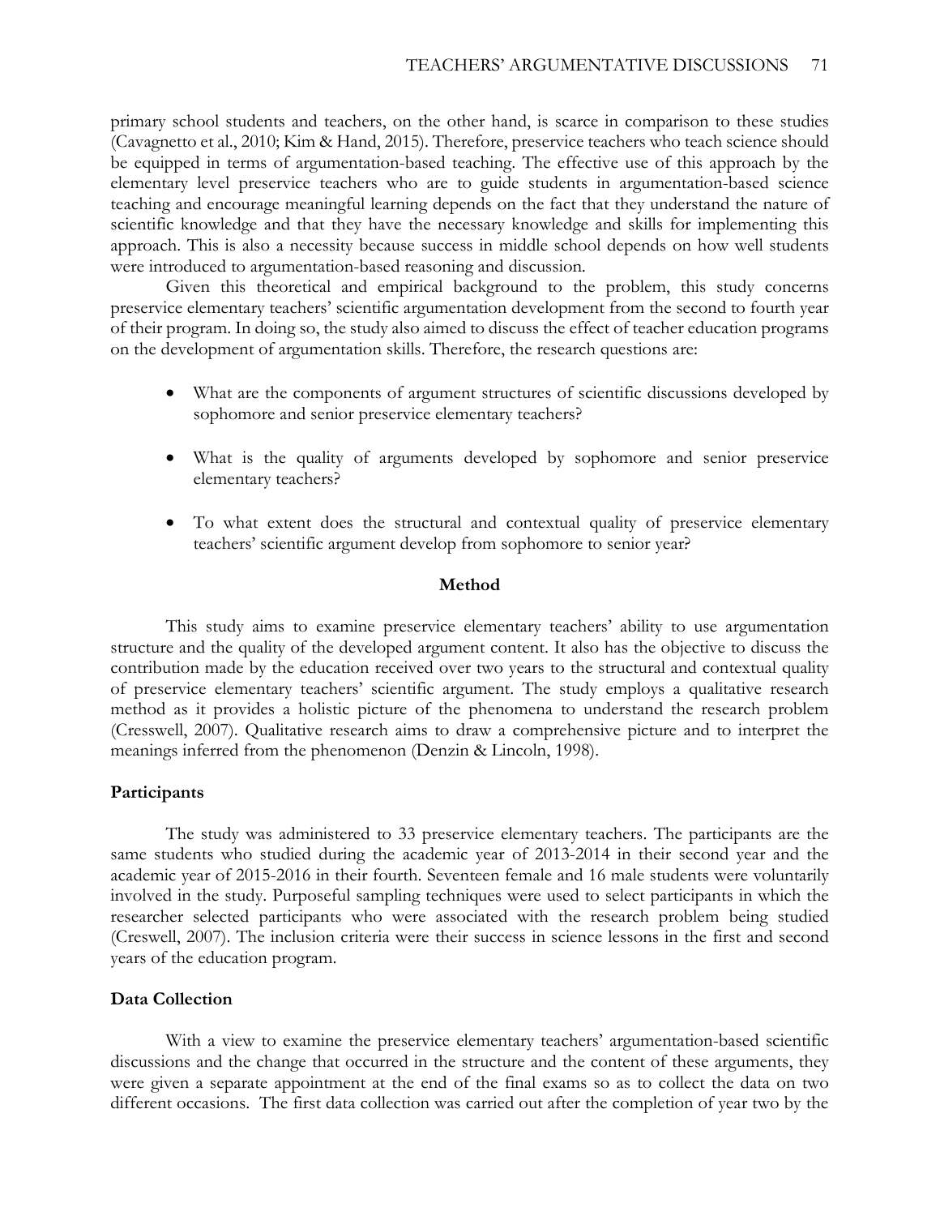primary school students and teachers, on the other hand, is scarce in comparison to these studies (Cavagnetto et al., 2010; Kim & Hand, 2015). Therefore, preservice teachers who teach science should be equipped in terms of argumentation-based teaching. The effective use of this approach by the elementary level preservice teachers who are to guide students in argumentation-based science teaching and encourage meaningful learning depends on the fact that they understand the nature of scientific knowledge and that they have the necessary knowledge and skills for implementing this approach. This is also a necessity because success in middle school depends on how well students were introduced to argumentation-based reasoning and discussion.

Given this theoretical and empirical background to the problem, this study concerns preservice elementary teachers' scientific argumentation development from the second to fourth year of their program. In doing so, the study also aimed to discuss the effect of teacher education programs on the development of argumentation skills. Therefore, the research questions are:

- What are the components of argument structures of scientific discussions developed by sophomore and senior preservice elementary teachers?
- What is the quality of arguments developed by sophomore and senior preservice elementary teachers?
- To what extent does the structural and contextual quality of preservice elementary teachers' scientific argument develop from sophomore to senior year?

## Method

This study aims to examine preservice elementary teachers' ability to use argumentation structure and the quality of the developed argument content. It also has the objective to discuss the contribution made by the education received over two years to the structural and contextual quality of preservice elementary teachers' scientific argument. The study employs a qualitative research method as it provides a holistic picture of the phenomena to understand the research problem (Cresswell, 2007). Qualitative research aims to draw a comprehensive picture and to interpret the meanings inferred from the phenomenon (Denzin & Lincoln, 1998).

### Participants

The study was administered to 33 preservice elementary teachers. The participants are the same students who studied during the academic year of 2013-2014 in their second year and the academic year of 2015-2016 in their fourth. Seventeen female and 16 male students were voluntarily involved in the study. Purposeful sampling techniques were used to select participants in which the researcher selected participants who were associated with the research problem being studied (Creswell, 2007). The inclusion criteria were their success in science lessons in the first and second years of the education program.

### Data Collection

With a view to examine the preservice elementary teachers' argumentation-based scientific discussions and the change that occurred in the structure and the content of these arguments, they were given a separate appointment at the end of the final exams so as to collect the data on two different occasions. The first data collection was carried out after the completion of year two by the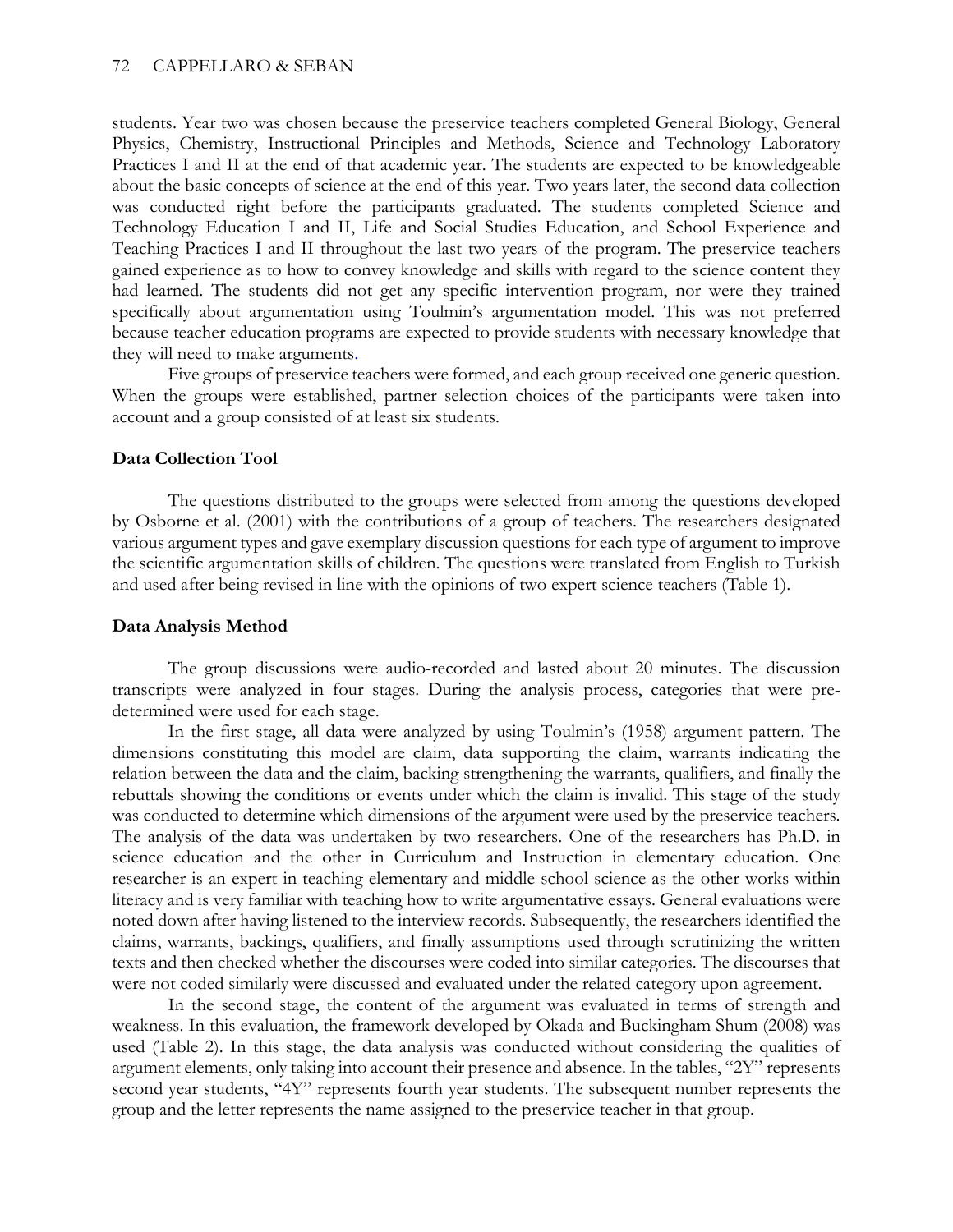students. Year two was chosen because the preservice teachers completed General Biology, General Physics, Chemistry, Instructional Principles and Methods, Science and Technology Laboratory Practices I and II at the end of that academic year. The students are expected to be knowledgeable about the basic concepts of science at the end of this year. Two years later, the second data collection was conducted right before the participants graduated. The students completed Science and Technology Education I and II, Life and Social Studies Education, and School Experience and Teaching Practices I and II throughout the last two years of the program. The preservice teachers gained experience as to how to convey knowledge and skills with regard to the science content they had learned. The students did not get any specific intervention program, nor were they trained specifically about argumentation using Toulmin's argumentation model. This was not preferred because teacher education programs are expected to provide students with necessary knowledge that they will need to make arguments.

Five groups of preservice teachers were formed, and each group received one generic question. When the groups were established, partner selection choices of the participants were taken into account and a group consisted of at least six students.

### Data Collection Tool

The questions distributed to the groups were selected from among the questions developed by Osborne et al. (2001) with the contributions of a group of teachers. The researchers designated various argument types and gave exemplary discussion questions for each type of argument to improve the scientific argumentation skills of children. The questions were translated from English to Turkish and used after being revised in line with the opinions of two expert science teachers (Table 1).

### Data Analysis Method

The group discussions were audio-recorded and lasted about 20 minutes. The discussion transcripts were analyzed in four stages. During the analysis process, categories that were pre-determined were used for each stage.

In the first stage, all data were analyzed by using Toulmin's (1958) argument pattern. The dimensions constituting this model are claim, data supporting the claim, warrants indicating the relation between the data and the claim, backing strengthening the warrants, qualifiers, and finally the rebuttals showing the conditions or events under which the claim is invalid. This stage of the study was conducted to determine which dimensions of the argument were used by the preservice teachers. The analysis of the data was undertaken by two researchers. One of the researchers has Ph.D. in science education and the other in Curriculum and Instruction in elementary education. One researcher is an expert in teaching elementary and middle school science as the other works within literacy and is very familiar with teaching how to write argumentative essays. General evaluations were noted down after having listened to the interview records. Subsequently, the researchers identified the claims, warrants, backings, qualifiers, and finally assumptions used through scrutinizing the written texts and then checked whether the discourses were coded into similar categories. The discourses that were not coded similarly were discussed and evaluated under the related category upon agreement.

In the second stage, the content of the argument was evaluated in terms of strength and weakness. In this evaluation, the framework developed by Okada and Buckingham Shum (2008) was used (Table 2). In this stage, the data analysis was conducted without considering the qualities of argument elements, only taking into account their presence and absence. In the tables, "2Y" represents second year students, "4Y" represents fourth year students. The subsequent number represents the group and the letter represents the name assigned to the preservice teacher in that group.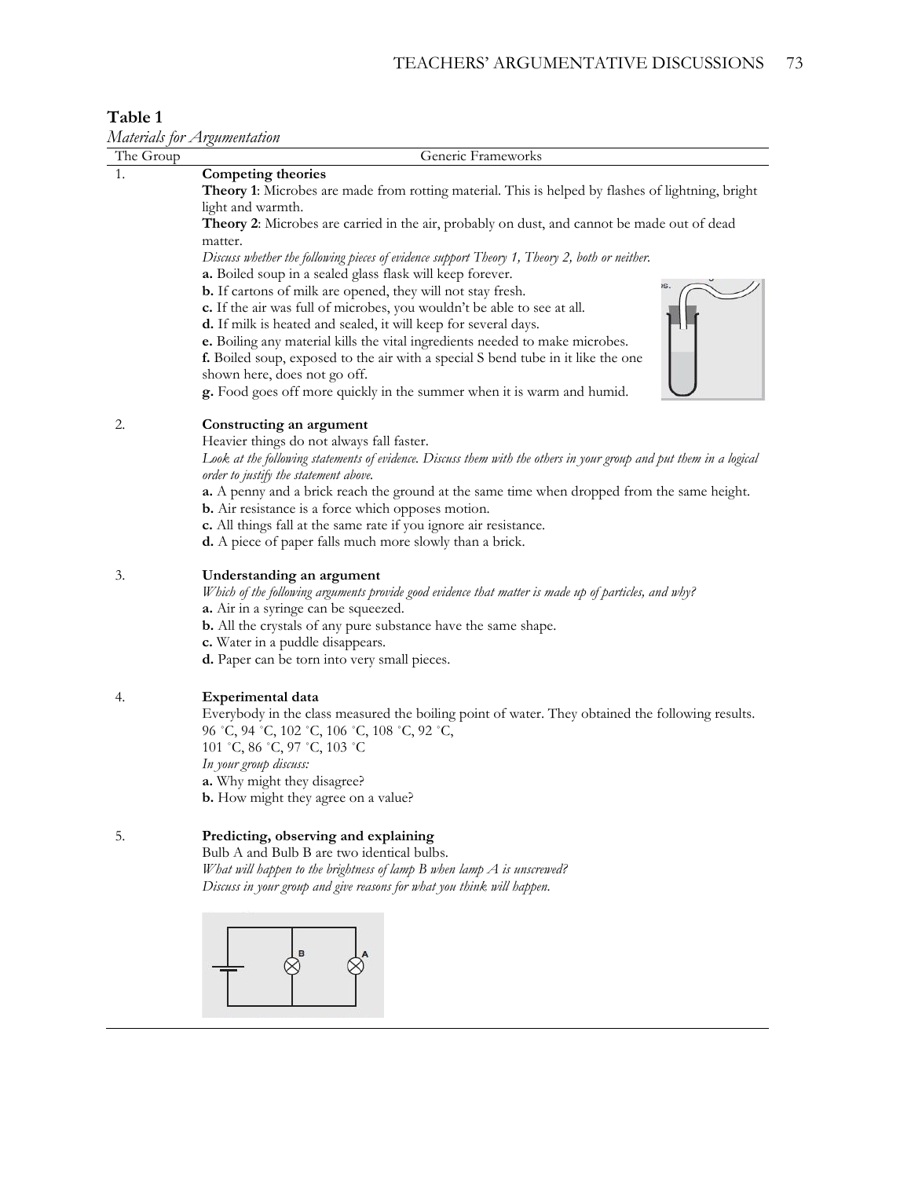**Table 1**

*Materials for Argumentation*

| The Group | Generic Frameworks |
|---|---|
| 1. | **Competing theories**<br>**Theory 1**: Microbes are made from rotting material. This is helped by flashes of lightning, bright light and warmth.<br>**Theory 2**: Microbes are carried in the air, probably on dust, and cannot be made out of dead matter.<br>*Discuss whether the following pieces of evidence support Theory 1, Theory 2, both or neither.*<br>**a.** Boiled soup in a sealed glass flask will keep forever.<br>**b.** If cartons of milk are opened, they will not stay fresh.<br>**c.** If the air was full of microbes, you wouldn't be able to see at all.<br>**d.** If milk is heated and sealed, it will keep for several days.<br>**e.** Boiling any material kills the vital ingredients needed to make microbes.<br>**f.** Boiled soup, exposed to the air with a special S bend tube in it like the one shown here, does not go off.<br>**g.** Food goes off more quickly in the summer when it is warm and humid. |
| 2. | **Constructing an argument**<br>Heavier things do not always fall faster.<br>*Look at the following statements of evidence. Discuss them with the others in your group and put them in a logical order to justify the statement above.*<br>**a.** A penny and a brick reach the ground at the same time when dropped from the same height.<br>**b.** Air resistance is a force which opposes motion.<br>**c.** All things fall at the same rate if you ignore air resistance.<br>**d.** A piece of paper falls much more slowly than a brick. |
| 3. | **Understanding an argument**<br>*Which of the following arguments provide good evidence that matter is made up of particles, and why?*<br>**a.** Air in a syringe can be squeezed.<br>**b.** All the crystals of any pure substance have the same shape.<br>**c.** Water in a puddle disappears.<br>**d.** Paper can be torn into very small pieces. |
| 4. | **Experimental data**<br>Everybody in the class measured the boiling point of water. They obtained the following results.<br>96 °C, 94 °C, 102 °C, 106 °C, 108 °C, 92 °C,<br>101 °C, 86 °C, 97 °C, 103 °C<br>*In your group discuss:*<br>**a.** Why might they disagree?<br>**b.** How might they agree on a value? |
| 5. | **Predicting, observing and explaining**<br>Bulb A and Bulb B are two identical bulbs.<br>*What will happen to the brightness of lamp B when lamp A is unscrewed?*<br>*Discuss in your group and give reasons for what you think will happen.* |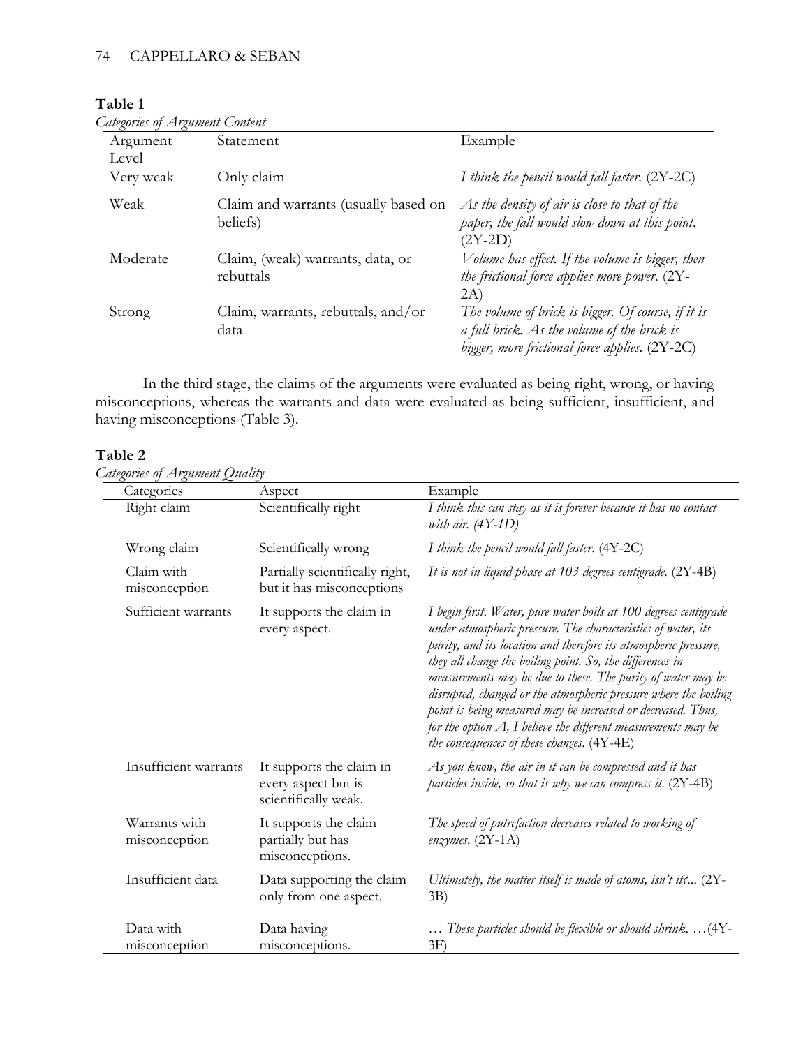**Table 1**

*Categories of Argument Content*

| Argument Level | Statement | Example |
|---|---|---|
| Very weak | Only claim | *I think the pencil would fall faster.* (2Y-2C) |
| Weak | Claim and warrants (usually based on beliefs) | *As the density of air is close to that of the paper, the fall would slow down at this point.* (2Y-2D) |
| Moderate | Claim, (weak) warrants, data, or rebuttals | *Volume has effect. If the volume is bigger, then the frictional force applies more power.* (2Y-2A) |
| Strong | Claim, warrants, rebuttals, and/or data | *The volume of brick is bigger. Of course, if it is a full brick. As the volume of the brick is bigger, more frictional force applies.* (2Y-2C) |

In the third stage, the claims of the arguments were evaluated as being right, wrong, or having misconceptions, whereas the warrants and data were evaluated as being sufficient, insufficient, and having misconceptions (Table 3).

**Table 2**

*Categories of Argument Quality*

| Categories | Aspect | Example |
|---|---|---|
| Right claim | Scientifically right | *I think this can stay as it is forever because it has no contact with air. (4Y-1D)* |
| Wrong claim | Scientifically wrong | *I think the pencil would fall faster.* (4Y-2C) |
| Claim with misconception | Partially scientifically right, but it has misconceptions | *It is not in liquid phase at 103 degrees centigrade.* (2Y-4B) |
| Sufficient warrants | It supports the claim in every aspect. | *I begin first. Water, pure water boils at 100 degrees centigrade under atmospheric pressure. The characteristics of water, its purity, and its location and therefore its atmospheric pressure, they all change the boiling point. So, the differences in measurements may be due to these. The purity of water may be disrupted, changed or the atmospheric pressure where the boiling point is being measured may be increased or decreased. Thus, for the option A, I believe the different measurements may be the consequences of these changes.* (4Y-4E) |
| Insufficient warrants | It supports the claim in every aspect but is scientifically weak. | *As you know, the air in it can be compressed and it has particles inside, so that is why we can compress it.* (2Y-4B) |
| Warrants with misconception | It supports the claim partially but has misconceptions. | *The speed of putrefaction decreases related to working of enzymes.* (2Y-1A) |
| Insufficient data | Data supporting the claim only from one aspect. | *Ultimately, the matter itself is made of atoms, isn't it?...* (2Y-3B) |
| Data with misconception | Data having misconceptions. | *… These particles should be flexible or should shrink. …*(4Y-3F) |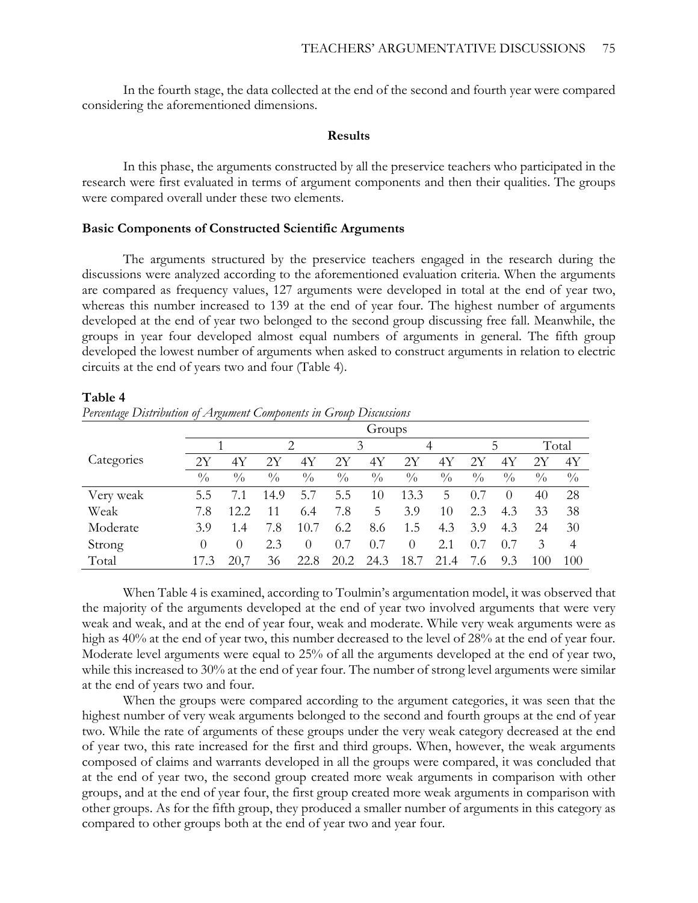In the fourth stage, the data collected at the end of the second and fourth year were compared considering the aforementioned dimensions.

## Results

In this phase, the arguments constructed by all the preservice teachers who participated in the research were first evaluated in terms of argument components and then their qualities. The groups were compared overall under these two elements.

### Basic Components of Constructed Scientific Arguments

The arguments structured by the preservice teachers engaged in the research during the discussions were analyzed according to the aforementioned evaluation criteria. When the arguments are compared as frequency values, 127 arguments were developed in total at the end of year two, whereas this number increased to 139 at the end of year four. The highest number of arguments developed at the end of year two belonged to the second group discussing free fall. Meanwhile, the groups in year four developed almost equal numbers of arguments in general. The fifth group developed the lowest number of arguments when asked to construct arguments in relation to electric circuits at the end of years two and four (Table 4).

**Table 4**

*Percentage Distribution of Argument Components in Group Discussions*

| Categories | Groups | | | | | | | | | | | |
|---|---|---|---|---|---|---|---|---|---|---|---|---|
| | 1 | | 2 | | 3 | | 4 | | 5 | | Total | |
| | 2Y | 4Y | 2Y | 4Y | 2Y | 4Y | 2Y | 4Y | 2Y | 4Y | 2Y | 4Y |
| | % | % | % | % | % | % | % | % | % | % | % | % |
| Very weak | 5.5 | 7.1 | 14.9 | 5.7 | 5.5 | 10 | 13.3 | 5 | 0.7 | 0 | 40 | 28 |
| Weak | 7.8 | 12.2 | 11 | 6.4 | 7.8 | 5 | 3.9 | 10 | 2.3 | 4.3 | 33 | 38 |
| Moderate | 3.9 | 1.4 | 7.8 | 10.7 | 6.2 | 8.6 | 1.5 | 4.3 | 3.9 | 4.3 | 24 | 30 |
| Strong | 0 | 0 | 2.3 | 0 | 0.7 | 0.7 | 0 | 2.1 | 0.7 | 0.7 | 3 | 4 |
| Total | 17.3 | 20,7 | 36 | 22.8 | 20.2 | 24.3 | 18.7 | 21.4 | 7.6 | 9.3 | 100 | 100 |

When Table 4 is examined, according to Toulmin's argumentation model, it was observed that the majority of the arguments developed at the end of year two involved arguments that were very weak and weak, and at the end of year four, weak and moderate. While very weak arguments were as high as 40% at the end of year two, this number decreased to the level of 28% at the end of year four. Moderate level arguments were equal to 25% of all the arguments developed at the end of year two, while this increased to 30% at the end of year four. The number of strong level arguments were similar at the end of years two and four.

When the groups were compared according to the argument categories, it was seen that the highest number of very weak arguments belonged to the second and fourth groups at the end of year two. While the rate of arguments of these groups under the very weak category decreased at the end of year two, this rate increased for the first and third groups. When, however, the weak arguments composed of claims and warrants developed in all the groups were compared, it was concluded that at the end of year two, the second group created more weak arguments in comparison with other groups, and at the end of year four, the first group created more weak arguments in comparison with other groups. As for the fifth group, they produced a smaller number of arguments in this category as compared to other groups both at the end of year two and year four.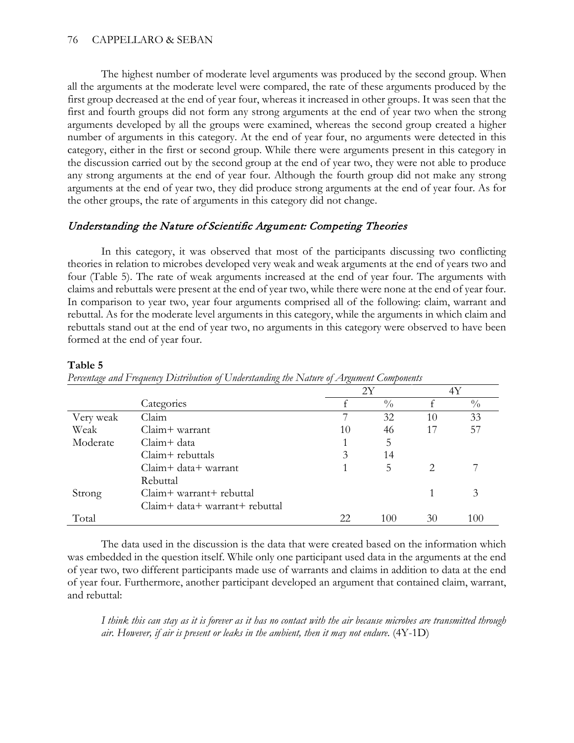The highest number of moderate level arguments was produced by the second group. When all the arguments at the moderate level were compared, the rate of these arguments produced by the first group decreased at the end of year four, whereas it increased in other groups. It was seen that the first and fourth groups did not form any strong arguments at the end of year two when the strong arguments developed by all the groups were examined, whereas the second group created a higher number of arguments in this category. At the end of year four, no arguments were detected in this category, either in the first or second group. While there were arguments present in this category in the discussion carried out by the second group at the end of year two, they were not able to produce any strong arguments at the end of year four. Although the fourth group did not make any strong arguments at the end of year two, they did produce strong arguments at the end of year four. As for the other groups, the rate of arguments in this category did not change.

### *Understanding the Nature of Scientific Argument: Competing Theories*

In this category, it was observed that most of the participants discussing two conflicting theories in relation to microbes developed very weak and weak arguments at the end of years two and four (Table 5). The rate of weak arguments increased at the end of year four. The arguments with claims and rebuttals were present at the end of year two, while there were none at the end of year four. In comparison to year two, year four arguments comprised all of the following: claim, warrant and rebuttal. As for the moderate level arguments in this category, while the arguments in which claim and rebuttals stand out at the end of year two, no arguments in this category were observed to have been formed at the end of year four.

**Table 5**

*Percentage and Frequency Distribution of Understanding the Nature of Argument Components*

| | | 2Y | | 4Y | |
|---|---|---|---|---|---|
| | Categories | f | % | f | % |
| Very weak | Claim | 7 | 32 | 10 | 33 |
| Weak | Claim+ warrant | 10 | 46 | 17 | 57 |
| Moderate | Claim+ data | 1 | 5 | | |
| | Claim+ rebuttals | 3 | 14 | | |
| | Claim+ data+ warrant | 1 | 5 | 2 | 7 |
| | Rebuttal | | | | |
| Strong | Claim+ warrant+ rebuttal | | | 1 | 3 |
| | Claim+ data+ warrant+ rebuttal | | | | |
| Total | | 22 | 100 | 30 | 100 |

The data used in the discussion is the data that were created based on the information which was embedded in the question itself. While only one participant used data in the arguments at the end of year two, two different participants made use of warrants and claims in addition to data at the end of year four. Furthermore, another participant developed an argument that contained claim, warrant, and rebuttal:

> *I think this can stay as it is forever as it has no contact with the air because microbes are transmitted through air. However, if air is present or leaks in the ambient, then it may not endure.* (4Y-1D)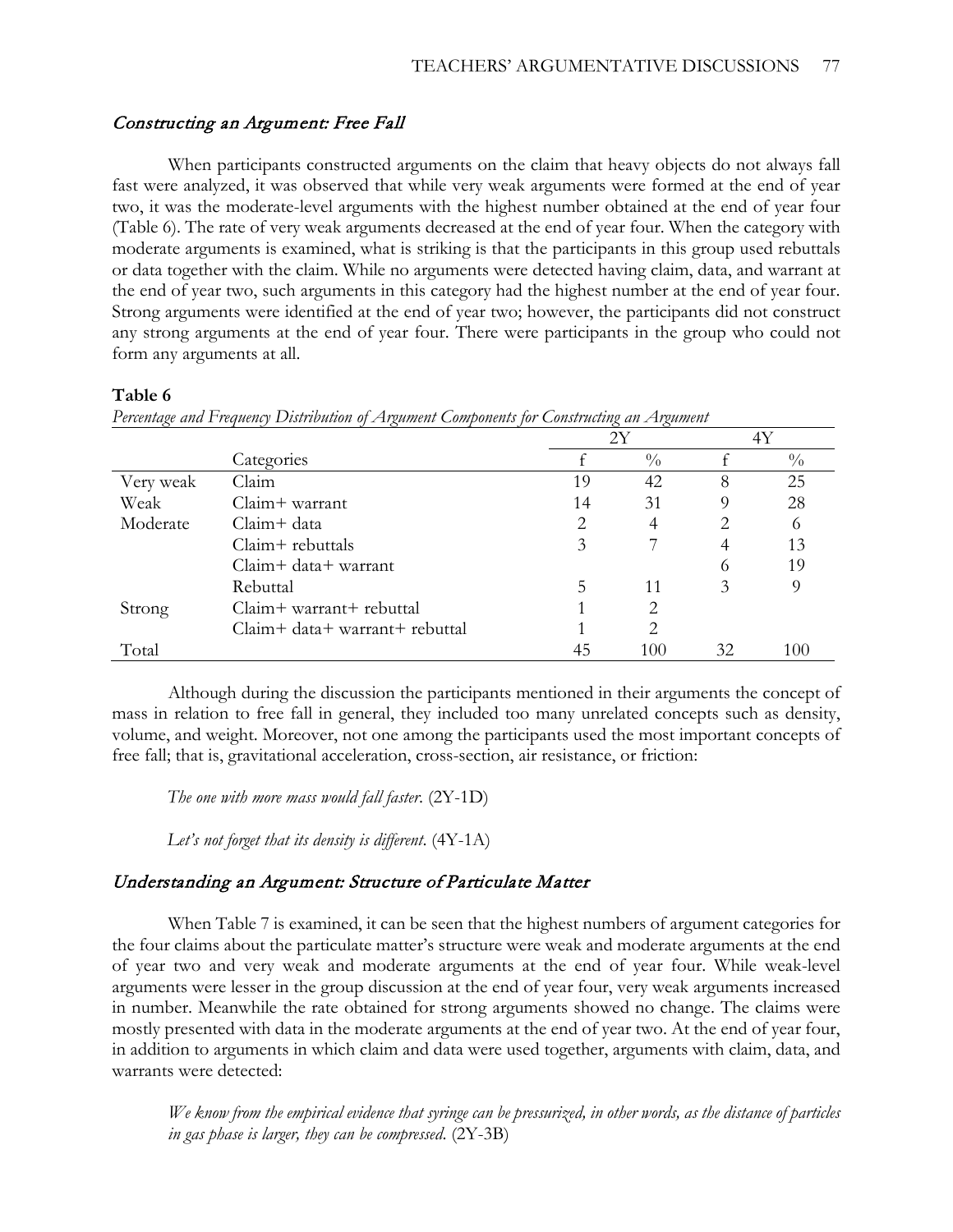### *Constructing an Argument: Free Fall*

When participants constructed arguments on the claim that heavy objects do not always fall fast were analyzed, it was observed that while very weak arguments were formed at the end of year two, it was the moderate-level arguments with the highest number obtained at the end of year four (Table 6). The rate of very weak arguments decreased at the end of year four. When the category with moderate arguments is examined, what is striking is that the participants in this group used rebuttals or data together with the claim. While no arguments were detected having claim, data, and warrant at the end of year two, such arguments in this category had the highest number at the end of year four. Strong arguments were identified at the end of year two; however, the participants did not construct any strong arguments at the end of year four. There were participants in the group who could not form any arguments at all.

**Table 6**

*Percentage and Frequency Distribution of Argument Components for Constructing an Argument*

| | | 2Y | | 4Y | |
|---|---|---|---|---|---|
| | Categories | f | % | f | % |
| Very weak | Claim | 19 | 42 | 8 | 25 |
| Weak | Claim+ warrant | 14 | 31 | 9 | 28 |
| Moderate | Claim+ data | 2 | 4 | 2 | 6 |
| | Claim+ rebuttals | 3 | 7 | 4 | 13 |
| | Claim+ data+ warrant | | | 6 | 19 |
| | Rebuttal | 5 | 11 | 3 | 9 |
| Strong | Claim+ warrant+ rebuttal | 1 | 2 | | |
| | Claim+ data+ warrant+ rebuttal | 1 | 2 | | |
| Total | | 45 | 100 | 32 | 100 |

Although during the discussion the participants mentioned in their arguments the concept of mass in relation to free fall in general, they included too many unrelated concepts such as density, volume, and weight. Moreover, not one among the participants used the most important concepts of free fall; that is, gravitational acceleration, cross-section, air resistance, or friction:

> *The one with more mass would fall faster.* (2Y-1D)

> *Let's not forget that its density is different.* (4Y-1A)

### *Understanding an Argument: Structure of Particulate Matter*

When Table 7 is examined, it can be seen that the highest numbers of argument categories for the four claims about the particulate matter's structure were weak and moderate arguments at the end of year two and very weak and moderate arguments at the end of year four. While weak-level arguments were lesser in the group discussion at the end of year four, very weak arguments increased in number. Meanwhile the rate obtained for strong arguments showed no change. The claims were mostly presented with data in the moderate arguments at the end of year two. At the end of year four, in addition to arguments in which claim and data were used together, arguments with claim, data, and warrants were detected:

> *We know from the empirical evidence that syringe can be pressurized, in other words, as the distance of particles in gas phase is larger, they can be compressed.* (2Y-3B)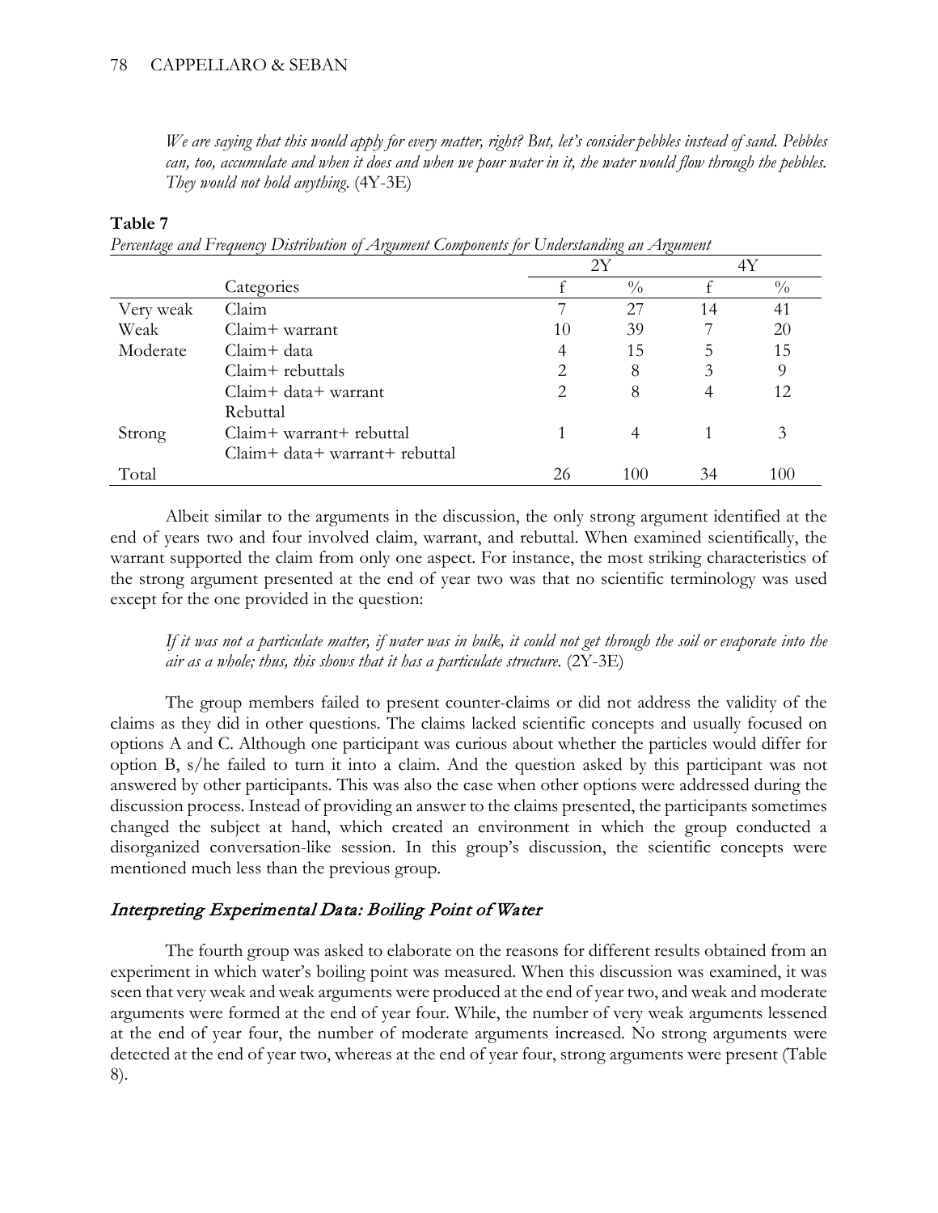*We are saying that this would apply for every matter, right? But, let's consider pebbles instead of sand. Pebbles can, too, accumulate and when it does and when we pour water in it, the water would flow through the pebbles. They would not hold anything.* (4Y-3E)

**Table 7**

*Percentage and Frequency Distribution of Argument Components for Understanding an Argument*

| | | 2Y | | 4Y | |
|---|---|---|---|---|---|
| | Categories | f | % | f | % |
| Very weak | Claim | 7 | 27 | 14 | 41 |
| Weak | Claim+ warrant | 10 | 39 | 7 | 20 |
| Moderate | Claim+ data | 4 | 15 | 5 | 15 |
| | Claim+ rebuttals | 2 | 8 | 3 | 9 |
| | Claim+ data+ warrant | 2 | 8 | 4 | 12 |
| | Rebuttal | | | | |
| Strong | Claim+ warrant+ rebuttal | 1 | 4 | 1 | 3 |
| | Claim+ data+ warrant+ rebuttal | | | | |
| Total | | 26 | 100 | 34 | 100 |

Albeit similar to the arguments in the discussion, the only strong argument identified at the end of years two and four involved claim, warrant, and rebuttal. When examined scientifically, the warrant supported the claim from only one aspect. For instance, the most striking characteristics of the strong argument presented at the end of year two was that no scientific terminology was used except for the one provided in the question:

*If it was not a particulate matter, if water was in bulk, it could not get through the soil or evaporate into the air as a whole; thus, this shows that it has a particulate structure.* (2Y-3E)

The group members failed to present counter-claims or did not address the validity of the claims as they did in other questions. The claims lacked scientific concepts and usually focused on options A and C. Although one participant was curious about whether the particles would differ for option B, s/he failed to turn it into a claim. And the question asked by this participant was not answered by other participants. This was also the case when other options were addressed during the discussion process. Instead of providing an answer to the claims presented, the participants sometimes changed the subject at hand, which created an environment in which the group conducted a disorganized conversation-like session. In this group's discussion, the scientific concepts were mentioned much less than the previous group.

## *Interpreting Experimental Data: Boiling Point of Water*

The fourth group was asked to elaborate on the reasons for different results obtained from an experiment in which water's boiling point was measured. When this discussion was examined, it was seen that very weak and weak arguments were produced at the end of year two, and weak and moderate arguments were formed at the end of year four. While, the number of very weak arguments lessened at the end of year four, the number of moderate arguments increased. No strong arguments were detected at the end of year two, whereas at the end of year four, strong arguments were present (Table 8).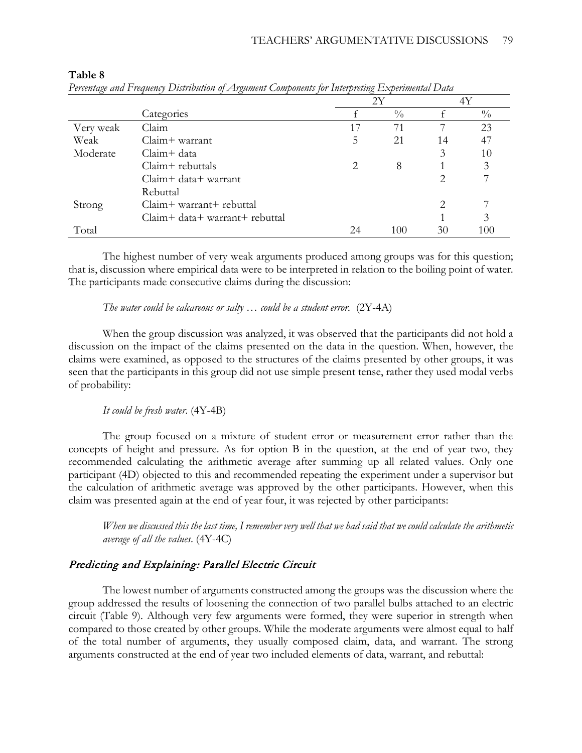**Table 8**

*Percentage and Frequency Distribution of Argument Components for Interpreting Experimental Data*

| | | 2Y | | 4Y | |
|---|---|---|---|---|---|
| | Categories | f | % | f | % |
| Very weak | Claim | 17 | 71 | 7 | 23 |
| Weak | Claim+ warrant | 5 | 21 | 14 | 47 |
| Moderate | Claim+ data | | | 3 | 10 |
| | Claim+ rebuttals | 2 | 8 | 1 | 3 |
| | Claim+ data+ warrant | | | 2 | 7 |
| | Rebuttal | | | | |
| Strong | Claim+ warrant+ rebuttal | | | 2 | 7 |
| | Claim+ data+ warrant+ rebuttal | | | 1 | 3 |
| Total | | 24 | 100 | 30 | 100 |

The highest number of very weak arguments produced among groups was for this question; that is, discussion where empirical data were to be interpreted in relation to the boiling point of water. The participants made consecutive claims during the discussion:

> *The water could be calcareous or salty … could be a student error.* (2Y-4A)

When the group discussion was analyzed, it was observed that the participants did not hold a discussion on the impact of the claims presented on the data in the question. When, however, the claims were examined, as opposed to the structures of the claims presented by other groups, it was seen that the participants in this group did not use simple present tense, rather they used modal verbs of probability:

> *It could be fresh water.* (4Y-4B)

The group focused on a mixture of student error or measurement error rather than the concepts of height and pressure. As for option B in the question, at the end of year two, they recommended calculating the arithmetic average after summing up all related values. Only one participant (4D) objected to this and recommended repeating the experiment under a supervisor but the calculation of arithmetic average was approved by the other participants. However, when this claim was presented again at the end of year four, it was rejected by other participants:

> *When we discussed this the last time, I remember very well that we had said that we could calculate the arithmetic average of all the values.* (4Y-4C)

### *Predicting and Explaining: Parallel Electric Circuit*

The lowest number of arguments constructed among the groups was the discussion where the group addressed the results of loosening the connection of two parallel bulbs attached to an electric circuit (Table 9). Although very few arguments were formed, they were superior in strength when compared to those created by other groups. While the moderate arguments were almost equal to half of the total number of arguments, they usually composed claim, data, and warrant. The strong arguments constructed at the end of year two included elements of data, warrant, and rebuttal: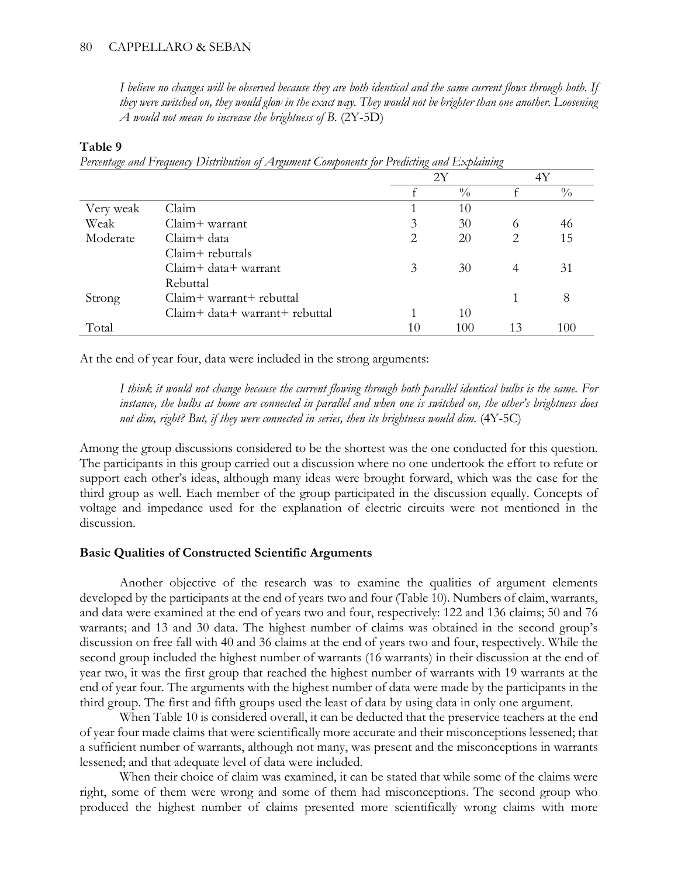*I believe no changes will be observed because they are both identical and the same current flows through both. If they were switched on, they would glow in the exact way. They would not be brighter than one another. Loosening A would not mean to increase the brightness of B.* (2Y-5D)

**Table 9**

*Percentage and Frequency Distribution of Argument Components for Predicting and Explaining*

| | | 2Y | | 4Y | |
|---|---|---|---|---|---|
| | | f | % | f | % |
| Very weak | Claim | 1 | 10 | | |
| Weak | Claim+ warrant | 3 | 30 | 6 | 46 |
| Moderate | Claim+ data | 2 | 20 | 2 | 15 |
| | Claim+ rebuttals | | | | |
| | Claim+ data+ warrant | 3 | 30 | 4 | 31 |
| | Rebuttal | | | | |
| Strong | Claim+ warrant+ rebuttal | | | 1 | 8 |
| | Claim+ data+ warrant+ rebuttal | 1 | 10 | | |
| Total | | 10 | 100 | 13 | 100 |

At the end of year four, data were included in the strong arguments:

*I think it would not change because the current flowing through both parallel identical bulbs is the same. For instance, the bulbs at home are connected in parallel and when one is switched on, the other's brightness does not dim, right? But, if they were connected in series, then its brightness would dim.* (4Y-5C)

Among the group discussions considered to be the shortest was the one conducted for this question. The participants in this group carried out a discussion where no one undertook the effort to refute or support each other's ideas, although many ideas were brought forward, which was the case for the third group as well. Each member of the group participated in the discussion equally. Concepts of voltage and impedance used for the explanation of electric circuits were not mentioned in the discussion.

### Basic Qualities of Constructed Scientific Arguments

Another objective of the research was to examine the qualities of argument elements developed by the participants at the end of years two and four (Table 10). Numbers of claim, warrants, and data were examined at the end of years two and four, respectively: 122 and 136 claims; 50 and 76 warrants; and 13 and 30 data. The highest number of claims was obtained in the second group's discussion on free fall with 40 and 36 claims at the end of years two and four, respectively. While the second group included the highest number of warrants (16 warrants) in their discussion at the end of year two, it was the first group that reached the highest number of warrants with 19 warrants at the end of year four. The arguments with the highest number of data were made by the participants in the third group. The first and fifth groups used the least of data by using data in only one argument.

When Table 10 is considered overall, it can be deducted that the preservice teachers at the end of year four made claims that were scientifically more accurate and their misconceptions lessened; that a sufficient number of warrants, although not many, was present and the misconceptions in warrants lessened; and that adequate level of data were included.

When their choice of claim was examined, it can be stated that while some of the claims were right, some of them were wrong and some of them had misconceptions. The second group who produced the highest number of claims presented more scientifically wrong claims with more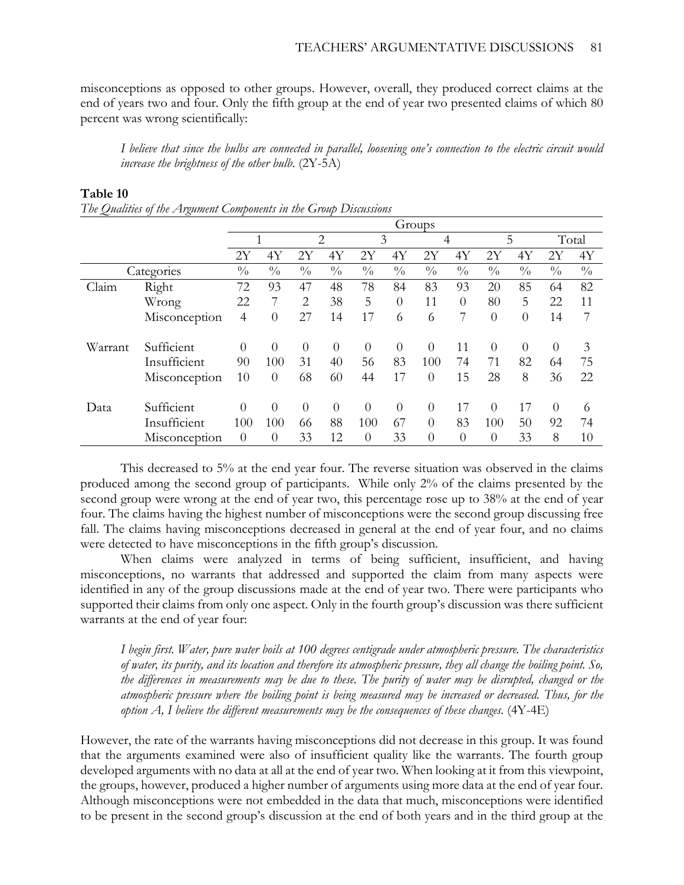misconceptions as opposed to other groups. However, overall, they produced correct claims at the end of years two and four. Only the fifth group at the end of year two presented claims of which 80 percent was wrong scientifically:

> *I believe that since the bulbs are connected in parallel, loosening one's connection to the electric circuit would increase the brightness of the other bulb.* (2Y-5A)

**Table 10**

*The Qualities of the Argument Components in the Group Discussions*

| | | Groups | | | | | | | | | | | |
|---|---|---|---|---|---|---|---|---|---|---|---|---|---|
| | | 1 | | 2 | | 3 | | 4 | | 5 | | Total | |
| | | 2Y | 4Y | 2Y | 4Y | 2Y | 4Y | 2Y | 4Y | 2Y | 4Y | 2Y | 4Y |
| Categories | | % | % | % | % | % | % | % | % | % | % | % | % |
| Claim | Right | 72 | 93 | 47 | 48 | 78 | 84 | 83 | 93 | 20 | 85 | 64 | 82 |
| | Wrong | 22 | 7 | 2 | 38 | 5 | 0 | 11 | 0 | 80 | 5 | 22 | 11 |
| | Misconception | 4 | 0 | 27 | 14 | 17 | 6 | 6 | 7 | 0 | 0 | 14 | 7 |
| Warrant | Sufficient | 0 | 0 | 0 | 0 | 0 | 0 | 0 | 11 | 0 | 0 | 0 | 3 |
| | Insufficient | 90 | 100 | 31 | 40 | 56 | 83 | 100 | 74 | 71 | 82 | 64 | 75 |
| | Misconception | 10 | 0 | 68 | 60 | 44 | 17 | 0 | 15 | 28 | 8 | 36 | 22 |
| Data | Sufficient | 0 | 0 | 0 | 0 | 0 | 0 | 0 | 17 | 0 | 17 | 0 | 6 |
| | Insufficient | 100 | 100 | 66 | 88 | 100 | 67 | 0 | 83 | 100 | 50 | 92 | 74 |
| | Misconception | 0 | 0 | 33 | 12 | 0 | 33 | 0 | 0 | 0 | 33 | 8 | 10 |

This decreased to 5% at the end year four. The reverse situation was observed in the claims produced among the second group of participants. While only 2% of the claims presented by the second group were wrong at the end of year two, this percentage rose up to 38% at the end of year four. The claims having the highest number of misconceptions were the second group discussing free fall. The claims having misconceptions decreased in general at the end of year four, and no claims were detected to have misconceptions in the fifth group's discussion.

When claims were analyzed in terms of being sufficient, insufficient, and having misconceptions, no warrants that addressed and supported the claim from many aspects were identified in any of the group discussions made at the end of year two. There were participants who supported their claims from only one aspect. Only in the fourth group's discussion was there sufficient warrants at the end of year four:

> *I begin first. Water, pure water boils at 100 degrees centigrade under atmospheric pressure. The characteristics of water, its purity, and its location and therefore its atmospheric pressure, they all change the boiling point. So, the differences in measurements may be due to these. The purity of water may be disrupted, changed or the atmospheric pressure where the boiling point is being measured may be increased or decreased. Thus, for the option A, I believe the different measurements may be the consequences of these changes.* (4Y-4E)

However, the rate of the warrants having misconceptions did not decrease in this group. It was found that the arguments examined were also of insufficient quality like the warrants. The fourth group developed arguments with no data at all at the end of year two. When looking at it from this viewpoint, the groups, however, produced a higher number of arguments using more data at the end of year four. Although misconceptions were not embedded in the data that much, misconceptions were identified to be present in the second group's discussion at the end of both years and in the third group at the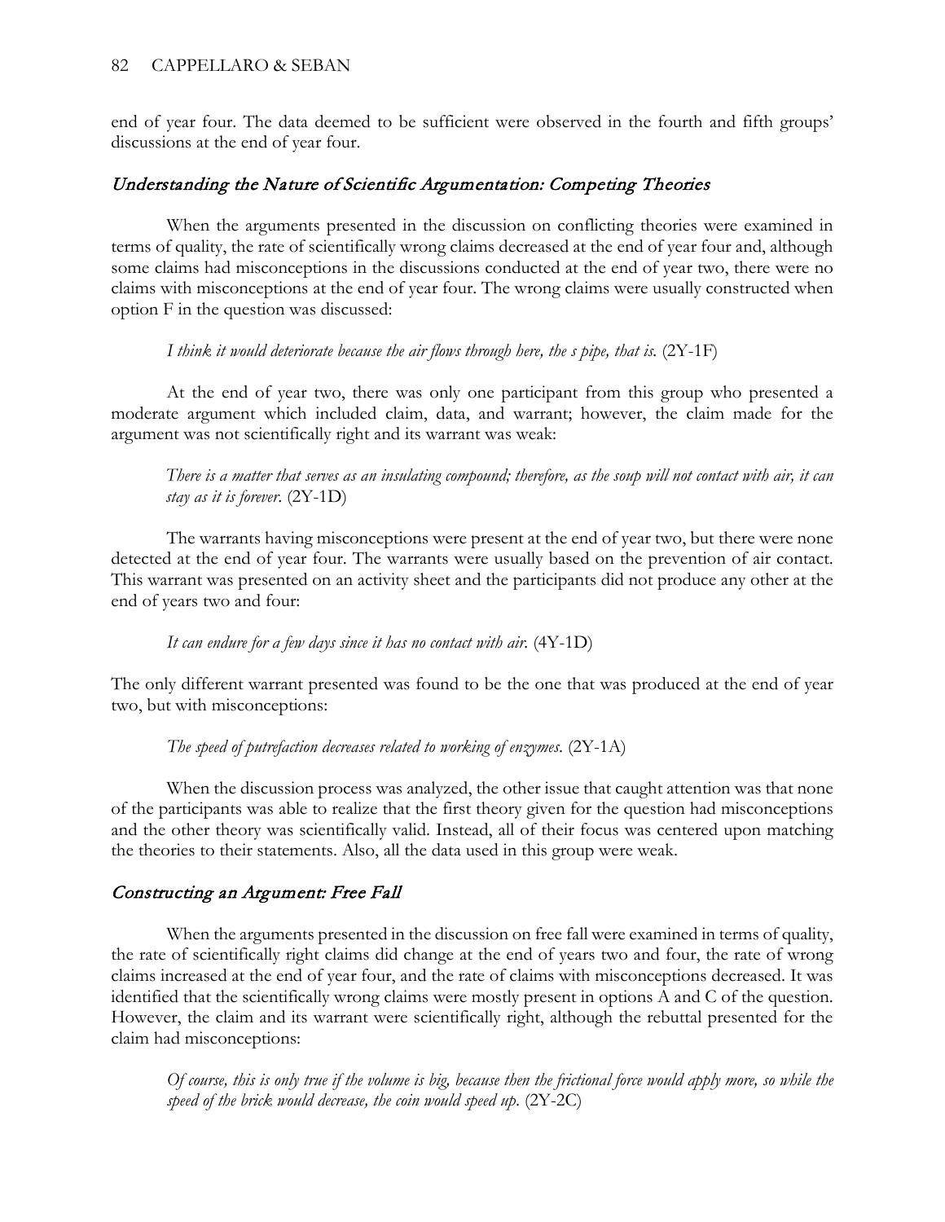end of year four. The data deemed to be sufficient were observed in the fourth and fifth groups' discussions at the end of year four.

### *Understanding the Nature of Scientific Argumentation: Competing Theories*

When the arguments presented in the discussion on conflicting theories were examined in terms of quality, the rate of scientifically wrong claims decreased at the end of year four and, although some claims had misconceptions in the discussions conducted at the end of year two, there were no claims with misconceptions at the end of year four. The wrong claims were usually constructed when option F in the question was discussed:

> *I think it would deteriorate because the air flows through here, the s pipe, that is.* (2Y-1F)

At the end of year two, there was only one participant from this group who presented a moderate argument which included claim, data, and warrant; however, the claim made for the argument was not scientifically right and its warrant was weak:

> *There is a matter that serves as an insulating compound; therefore, as the soup will not contact with air, it can stay as it is forever.* (2Y-1D)

The warrants having misconceptions were present at the end of year two, but there were none detected at the end of year four. The warrants were usually based on the prevention of air contact. This warrant was presented on an activity sheet and the participants did not produce any other at the end of years two and four:

> *It can endure for a few days since it has no contact with air.* (4Y-1D)

The only different warrant presented was found to be the one that was produced at the end of year two, but with misconceptions:

> *The speed of putrefaction decreases related to working of enzymes.* (2Y-1A)

When the discussion process was analyzed, the other issue that caught attention was that none of the participants was able to realize that the first theory given for the question had misconceptions and the other theory was scientifically valid. Instead, all of their focus was centered upon matching the theories to their statements. Also, all the data used in this group were weak.

### *Constructing an Argument: Free Fall*

When the arguments presented in the discussion on free fall were examined in terms of quality, the rate of scientifically right claims did change at the end of years two and four, the rate of wrong claims increased at the end of year four, and the rate of claims with misconceptions decreased. It was identified that the scientifically wrong claims were mostly present in options A and C of the question. However, the claim and its warrant were scientifically right, although the rebuttal presented for the claim had misconceptions:

> *Of course, this is only true if the volume is big, because then the frictional force would apply more, so while the speed of the brick would decrease, the coin would speed up.* (2Y-2C)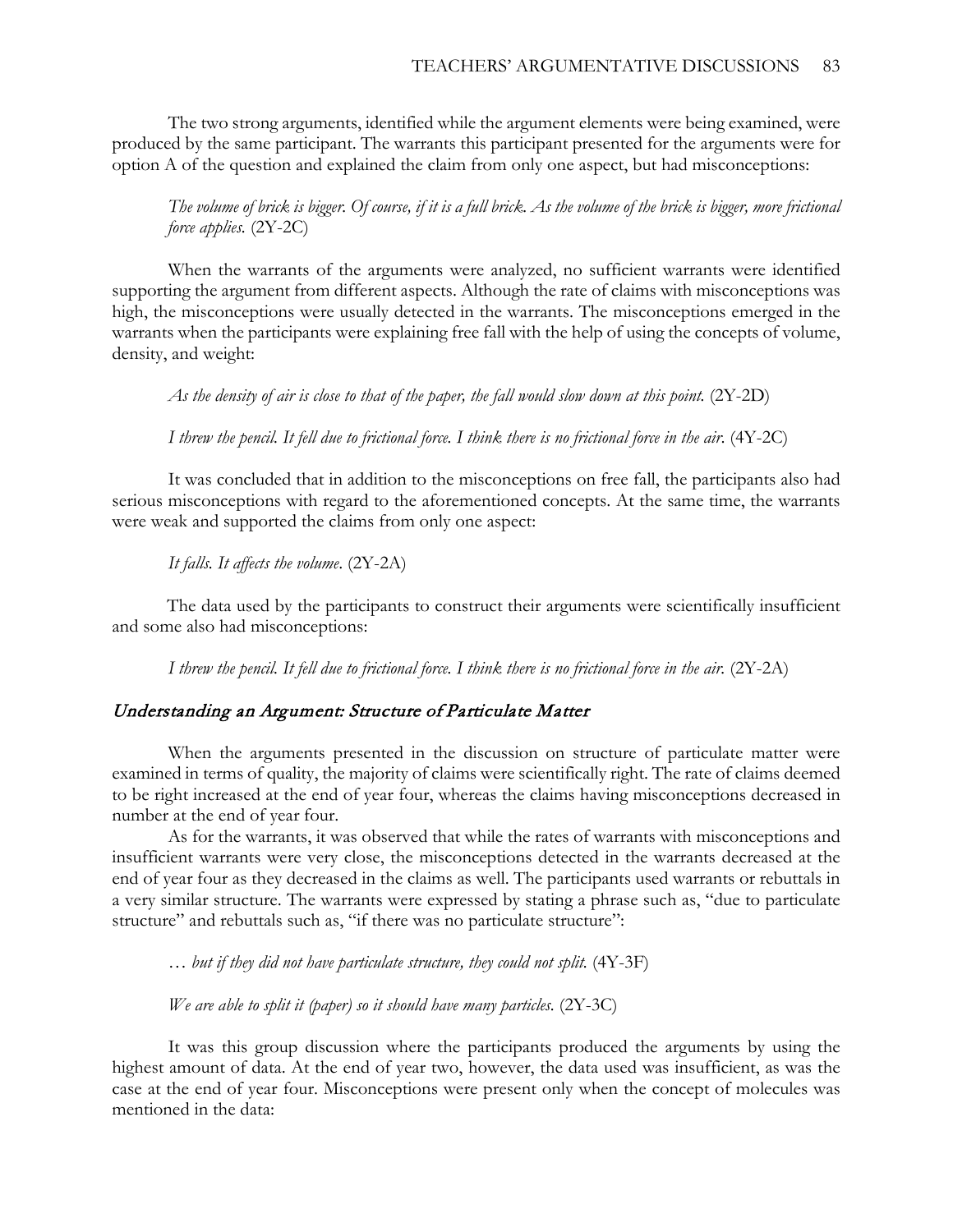The two strong arguments, identified while the argument elements were being examined, were produced by the same participant. The warrants this participant presented for the arguments were for option A of the question and explained the claim from only one aspect, but had misconceptions:

> *The volume of brick is bigger. Of course, if it is a full brick. As the volume of the brick is bigger, more frictional force applies.* (2Y-2C)

When the warrants of the arguments were analyzed, no sufficient warrants were identified supporting the argument from different aspects. Although the rate of claims with misconceptions was high, the misconceptions were usually detected in the warrants. The misconceptions emerged in the warrants when the participants were explaining free fall with the help of using the concepts of volume, density, and weight:

> *As the density of air is close to that of the paper, the fall would slow down at this point.* (2Y-2D)

> *I threw the pencil. It fell due to frictional force. I think there is no frictional force in the air.* (4Y-2C)

It was concluded that in addition to the misconceptions on free fall, the participants also had serious misconceptions with regard to the aforementioned concepts. At the same time, the warrants were weak and supported the claims from only one aspect:

> *It falls. It affects the volume.* (2Y-2A)

The data used by the participants to construct their arguments were scientifically insufficient and some also had misconceptions:

> *I threw the pencil. It fell due to frictional force. I think there is no frictional force in the air.* (2Y-2A)

### *Understanding an Argument: Structure of Particulate Matter*

When the arguments presented in the discussion on structure of particulate matter were examined in terms of quality, the majority of claims were scientifically right. The rate of claims deemed to be right increased at the end of year four, whereas the claims having misconceptions decreased in number at the end of year four.

As for the warrants, it was observed that while the rates of warrants with misconceptions and insufficient warrants were very close, the misconceptions detected in the warrants decreased at the end of year four as they decreased in the claims as well. The participants used warrants or rebuttals in a very similar structure. The warrants were expressed by stating a phrase such as, "due to particulate structure" and rebuttals such as, "if there was no particulate structure":

> … *but if they did not have particulate structure, they could not split.* (4Y-3F)

> *We are able to split it (paper) so it should have many particles.* (2Y-3C)

It was this group discussion where the participants produced the arguments by using the highest amount of data. At the end of year two, however, the data used was insufficient, as was the case at the end of year four. Misconceptions were present only when the concept of molecules was mentioned in the data: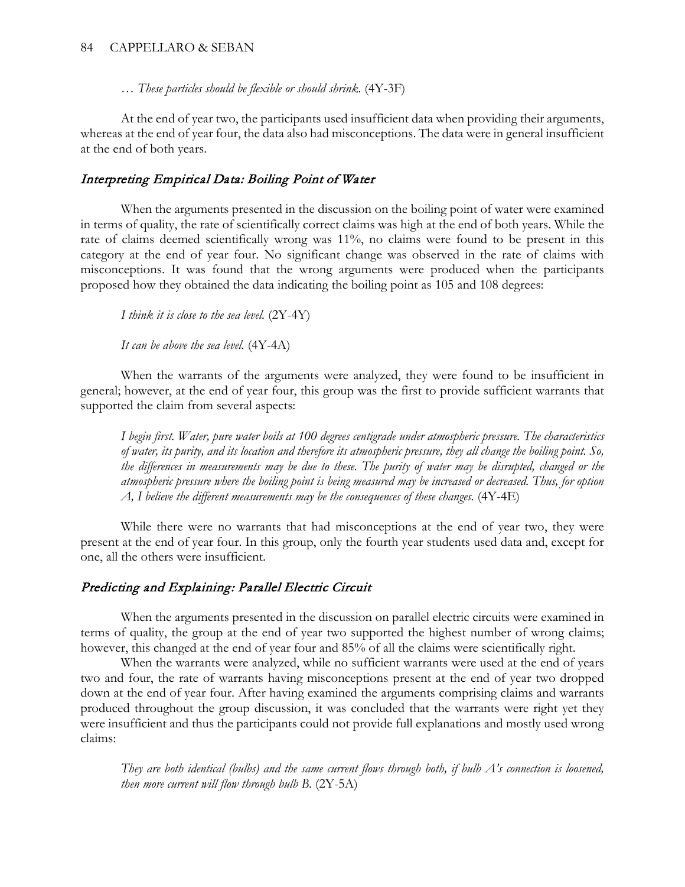> … *These particles should be flexible or should shrink.* (4Y-3F)

At the end of year two, the participants used insufficient data when providing their arguments, whereas at the end of year four, the data also had misconceptions. The data were in general insufficient at the end of both years.

### *Interpreting Empirical Data: Boiling Point of Water*

When the arguments presented in the discussion on the boiling point of water were examined in terms of quality, the rate of scientifically correct claims was high at the end of both years. While the rate of claims deemed scientifically wrong was 11%, no claims were found to be present in this category at the end of year four. No significant change was observed in the rate of claims with misconceptions. It was found that the wrong arguments were produced when the participants proposed how they obtained the data indicating the boiling point as 105 and 108 degrees:

> *I think it is close to the sea level.* (2Y-4Y)

> *It can be above the sea level.* (4Y-4A)

When the warrants of the arguments were analyzed, they were found to be insufficient in general; however, at the end of year four, this group was the first to provide sufficient warrants that supported the claim from several aspects:

> *I begin first. Water, pure water boils at 100 degrees centigrade under atmospheric pressure. The characteristics of water, its purity, and its location and therefore its atmospheric pressure, they all change the boiling point. So, the differences in measurements may be due to these. The purity of water may be disrupted, changed or the atmospheric pressure where the boiling point is being measured may be increased or decreased. Thus, for option A, I believe the different measurements may be the consequences of these changes.* (4Y-4E)

While there were no warrants that had misconceptions at the end of year two, they were present at the end of year four. In this group, only the fourth year students used data and, except for one, all the others were insufficient.

### *Predicting and Explaining: Parallel Electric Circuit*

When the arguments presented in the discussion on parallel electric circuits were examined in terms of quality, the group at the end of year two supported the highest number of wrong claims; however, this changed at the end of year four and 85% of all the claims were scientifically right.

When the warrants were analyzed, while no sufficient warrants were used at the end of years two and four, the rate of warrants having misconceptions present at the end of year two dropped down at the end of year four. After having examined the arguments comprising claims and warrants produced throughout the group discussion, it was concluded that the warrants were right yet they were insufficient and thus the participants could not provide full explanations and mostly used wrong claims:

> *They are both identical (bulbs) and the same current flows through both, if bulb A's connection is loosened, then more current will flow through bulb B.* (2Y-5A)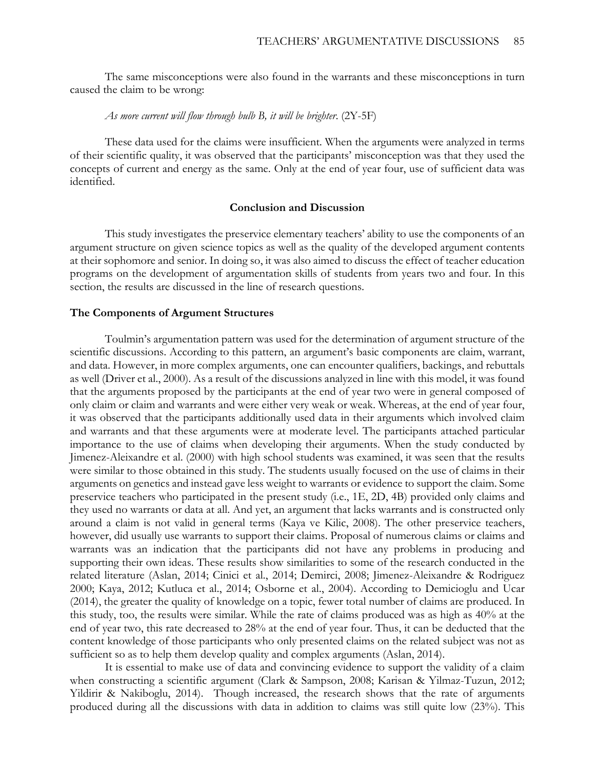The same misconceptions were also found in the warrants and these misconceptions in turn caused the claim to be wrong:

*As more current will flow through bulb B, it will be brighter.* (2Y-5F)

These data used for the claims were insufficient. When the arguments were analyzed in terms of their scientific quality, it was observed that the participants' misconception was that they used the concepts of current and energy as the same. Only at the end of year four, use of sufficient data was identified.

## Conclusion and Discussion

This study investigates the preservice elementary teachers' ability to use the components of an argument structure on given science topics as well as the quality of the developed argument contents at their sophomore and senior. In doing so, it was also aimed to discuss the effect of teacher education programs on the development of argumentation skills of students from years two and four. In this section, the results are discussed in the line of research questions.

### The Components of Argument Structures

Toulmin's argumentation pattern was used for the determination of argument structure of the scientific discussions. According to this pattern, an argument's basic components are claim, warrant, and data. However, in more complex arguments, one can encounter qualifiers, backings, and rebuttals as well (Driver et al., 2000). As a result of the discussions analyzed in line with this model, it was found that the arguments proposed by the participants at the end of year two were in general composed of only claim or claim and warrants and were either very weak or weak. Whereas, at the end of year four, it was observed that the participants additionally used data in their arguments which involved claim and warrants and that these arguments were at moderate level. The participants attached particular importance to the use of claims when developing their arguments. When the study conducted by Jimenez-Aleixandre et al. (2000) with high school students was examined, it was seen that the results were similar to those obtained in this study. The students usually focused on the use of claims in their arguments on genetics and instead gave less weight to warrants or evidence to support the claim. Some preservice teachers who participated in the present study (i.e., 1E, 2D, 4B) provided only claims and they used no warrants or data at all. And yet, an argument that lacks warrants and is constructed only around a claim is not valid in general terms (Kaya ve Kilic, 2008). The other preservice teachers, however, did usually use warrants to support their claims. Proposal of numerous claims or claims and warrants was an indication that the participants did not have any problems in producing and supporting their own ideas. These results show similarities to some of the research conducted in the related literature (Aslan, 2014; Cinici et al., 2014; Demirci, 2008; Jimenez-Aleixandre & Rodriguez 2000; Kaya, 2012; Kutluca et al., 2014; Osborne et al., 2004). According to Demicioglu and Ucar (2014), the greater the quality of knowledge on a topic, fewer total number of claims are produced. In this study, too, the results were similar. While the rate of claims produced was as high as 40% at the end of year two, this rate decreased to 28% at the end of year four. Thus, it can be deducted that the content knowledge of those participants who only presented claims on the related subject was not as sufficient so as to help them develop quality and complex arguments (Aslan, 2014).

It is essential to make use of data and convincing evidence to support the validity of a claim when constructing a scientific argument (Clark & Sampson, 2008; Karisan & Yilmaz-Tuzun, 2012; Yildirir & Nakiboglu, 2014). Though increased, the research shows that the rate of arguments produced during all the discussions with data in addition to claims was still quite low (23%). This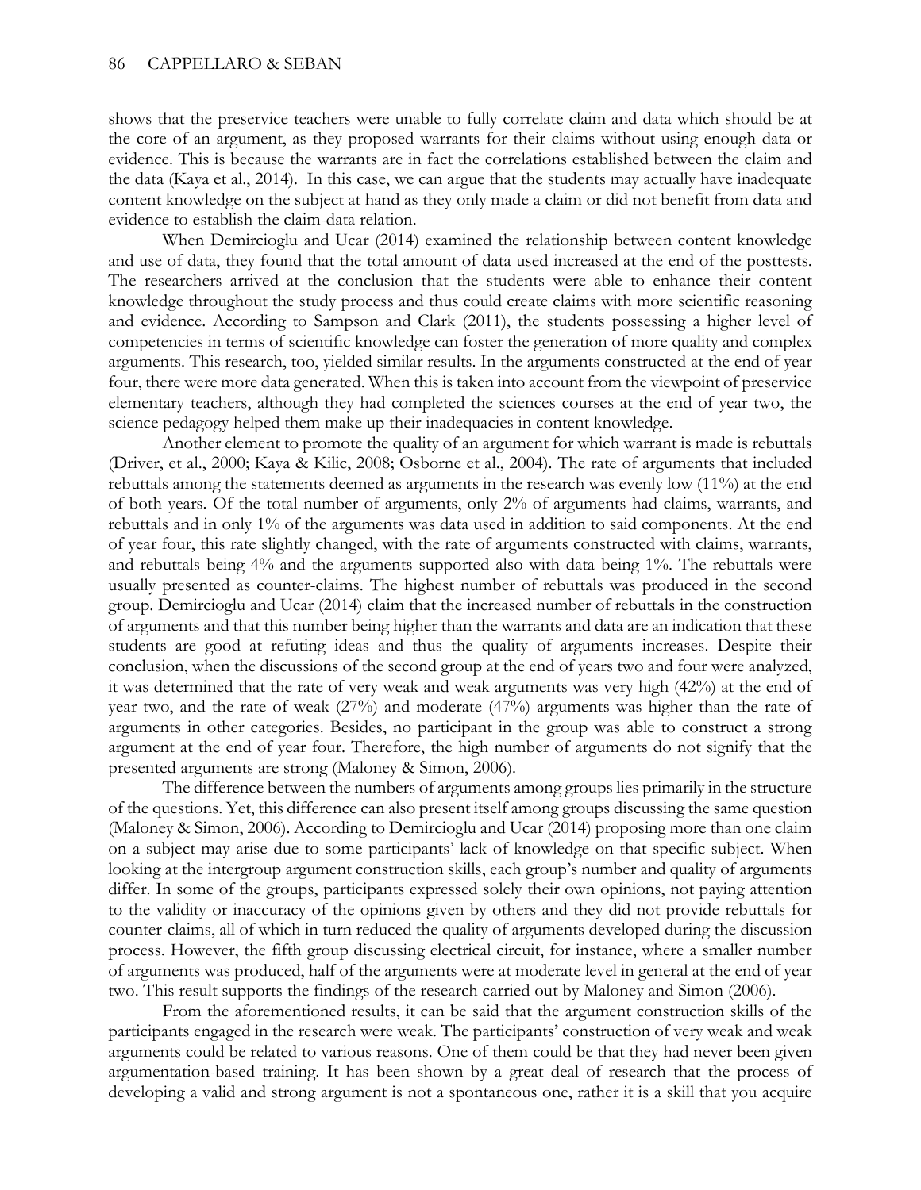shows that the preservice teachers were unable to fully correlate claim and data which should be at the core of an argument, as they proposed warrants for their claims without using enough data or evidence. This is because the warrants are in fact the correlations established between the claim and the data (Kaya et al., 2014). In this case, we can argue that the students may actually have inadequate content knowledge on the subject at hand as they only made a claim or did not benefit from data and evidence to establish the claim-data relation.

When Demircioglu and Ucar (2014) examined the relationship between content knowledge and use of data, they found that the total amount of data used increased at the end of the posttests. The researchers arrived at the conclusion that the students were able to enhance their content knowledge throughout the study process and thus could create claims with more scientific reasoning and evidence. According to Sampson and Clark (2011), the students possessing a higher level of competencies in terms of scientific knowledge can foster the generation of more quality and complex arguments. This research, too, yielded similar results. In the arguments constructed at the end of year four, there were more data generated. When this is taken into account from the viewpoint of preservice elementary teachers, although they had completed the sciences courses at the end of year two, the science pedagogy helped them make up their inadequacies in content knowledge.

Another element to promote the quality of an argument for which warrant is made is rebuttals (Driver, et al., 2000; Kaya & Kilic, 2008; Osborne et al., 2004). The rate of arguments that included rebuttals among the statements deemed as arguments in the research was evenly low (11%) at the end of both years. Of the total number of arguments, only 2% of arguments had claims, warrants, and rebuttals and in only 1% of the arguments was data used in addition to said components. At the end of year four, this rate slightly changed, with the rate of arguments constructed with claims, warrants, and rebuttals being 4% and the arguments supported also with data being 1%. The rebuttals were usually presented as counter-claims. The highest number of rebuttals was produced in the second group. Demircioglu and Ucar (2014) claim that the increased number of rebuttals in the construction of arguments and that this number being higher than the warrants and data are an indication that these students are good at refuting ideas and thus the quality of arguments increases. Despite their conclusion, when the discussions of the second group at the end of years two and four were analyzed, it was determined that the rate of very weak and weak arguments was very high (42%) at the end of year two, and the rate of weak (27%) and moderate (47%) arguments was higher than the rate of arguments in other categories. Besides, no participant in the group was able to construct a strong argument at the end of year four. Therefore, the high number of arguments do not signify that the presented arguments are strong (Maloney & Simon, 2006).

The difference between the numbers of arguments among groups lies primarily in the structure of the questions. Yet, this difference can also present itself among groups discussing the same question (Maloney & Simon, 2006). According to Demircioglu and Ucar (2014) proposing more than one claim on a subject may arise due to some participants' lack of knowledge on that specific subject. When looking at the intergroup argument construction skills, each group's number and quality of arguments differ. In some of the groups, participants expressed solely their own opinions, not paying attention to the validity or inaccuracy of the opinions given by others and they did not provide rebuttals for counter-claims, all of which in turn reduced the quality of arguments developed during the discussion process. However, the fifth group discussing electrical circuit, for instance, where a smaller number of arguments was produced, half of the arguments were at moderate level in general at the end of year two. This result supports the findings of the research carried out by Maloney and Simon (2006).

From the aforementioned results, it can be said that the argument construction skills of the participants engaged in the research were weak. The participants' construction of very weak and weak arguments could be related to various reasons. One of them could be that they had never been given argumentation-based training. It has been shown by a great deal of research that the process of developing a valid and strong argument is not a spontaneous one, rather it is a skill that you acquire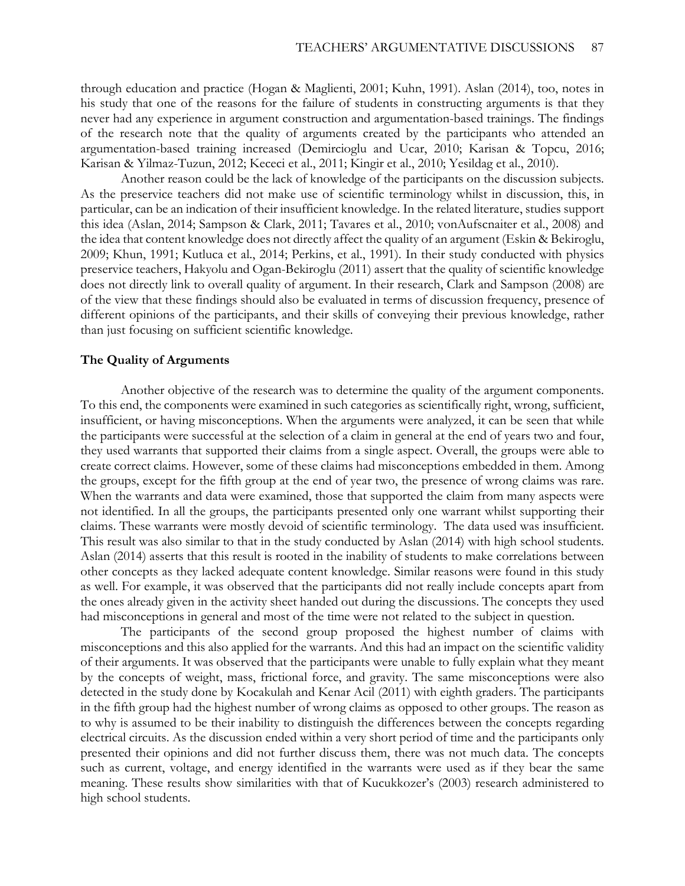through education and practice (Hogan & Maglienti, 2001; Kuhn, 1991). Aslan (2014), too, notes in his study that one of the reasons for the failure of students in constructing arguments is that they never had any experience in argument construction and argumentation-based trainings. The findings of the research note that the quality of arguments created by the participants who attended an argumentation-based training increased (Demircioglu and Ucar, 2010; Karisan & Topcu, 2016; Karisan & Yilmaz-Tuzun, 2012; Kececi et al., 2011; Kingir et al., 2010; Yesildag et al., 2010).

Another reason could be the lack of knowledge of the participants on the discussion subjects. As the preservice teachers did not make use of scientific terminology whilst in discussion, this, in particular, can be an indication of their insufficient knowledge. In the related literature, studies support this idea (Aslan, 2014; Sampson & Clark, 2011; Tavares et al., 2010; vonAufscnaiter et al., 2008) and the idea that content knowledge does not directly affect the quality of an argument (Eskin & Bekiroglu, 2009; Khun, 1991; Kutluca et al., 2014; Perkins, et al., 1991). In their study conducted with physics preservice teachers, Hakyolu and Ogan-Bekiroglu (2011) assert that the quality of scientific knowledge does not directly link to overall quality of argument. In their research, Clark and Sampson (2008) are of the view that these findings should also be evaluated in terms of discussion frequency, presence of different opinions of the participants, and their skills of conveying their previous knowledge, rather than just focusing on sufficient scientific knowledge.

## The Quality of Arguments

Another objective of the research was to determine the quality of the argument components. To this end, the components were examined in such categories as scientifically right, wrong, sufficient, insufficient, or having misconceptions. When the arguments were analyzed, it can be seen that while the participants were successful at the selection of a claim in general at the end of years two and four, they used warrants that supported their claims from a single aspect. Overall, the groups were able to create correct claims. However, some of these claims had misconceptions embedded in them. Among the groups, except for the fifth group at the end of year two, the presence of wrong claims was rare. When the warrants and data were examined, those that supported the claim from many aspects were not identified. In all the groups, the participants presented only one warrant whilst supporting their claims. These warrants were mostly devoid of scientific terminology. The data used was insufficient. This result was also similar to that in the study conducted by Aslan (2014) with high school students. Aslan (2014) asserts that this result is rooted in the inability of students to make correlations between other concepts as they lacked adequate content knowledge. Similar reasons were found in this study as well. For example, it was observed that the participants did not really include concepts apart from the ones already given in the activity sheet handed out during the discussions. The concepts they used had misconceptions in general and most of the time were not related to the subject in question.

The participants of the second group proposed the highest number of claims with misconceptions and this also applied for the warrants. And this had an impact on the scientific validity of their arguments. It was observed that the participants were unable to fully explain what they meant by the concepts of weight, mass, frictional force, and gravity. The same misconceptions were also detected in the study done by Kocakulah and Kenar Acil (2011) with eighth graders. The participants in the fifth group had the highest number of wrong claims as opposed to other groups. The reason as to why is assumed to be their inability to distinguish the differences between the concepts regarding electrical circuits. As the discussion ended within a very short period of time and the participants only presented their opinions and did not further discuss them, there was not much data. The concepts such as current, voltage, and energy identified in the warrants were used as if they bear the same meaning. These results show similarities with that of Kucukkozer's (2003) research administered to high school students.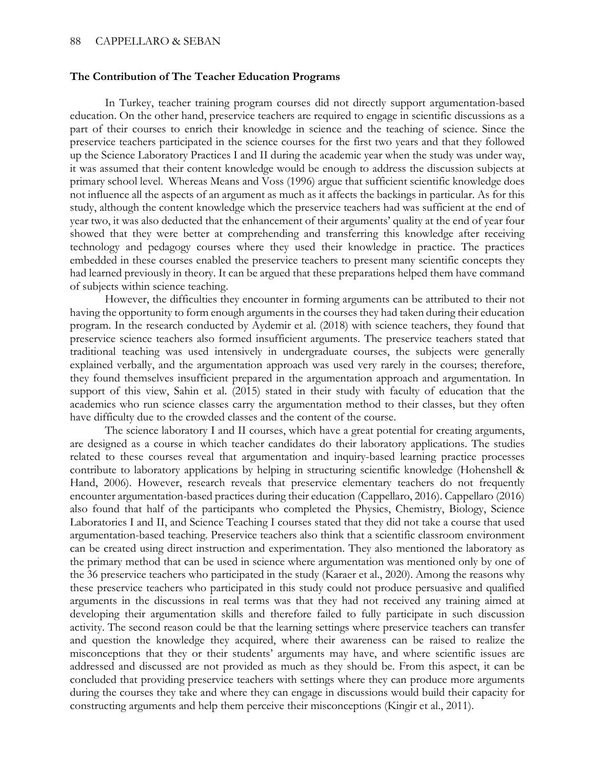### The Contribution of The Teacher Education Programs

In Turkey, teacher training program courses did not directly support argumentation-based education. On the other hand, preservice teachers are required to engage in scientific discussions as a part of their courses to enrich their knowledge in science and the teaching of science. Since the preservice teachers participated in the science courses for the first two years and that they followed up the Science Laboratory Practices I and II during the academic year when the study was under way, it was assumed that their content knowledge would be enough to address the discussion subjects at primary school level. Whereas Means and Voss (1996) argue that sufficient scientific knowledge does not influence all the aspects of an argument as much as it affects the backings in particular. As for this study, although the content knowledge which the preservice teachers had was sufficient at the end of year two, it was also deducted that the enhancement of their arguments' quality at the end of year four showed that they were better at comprehending and transferring this knowledge after receiving technology and pedagogy courses where they used their knowledge in practice. The practices embedded in these courses enabled the preservice teachers to present many scientific concepts they had learned previously in theory. It can be argued that these preparations helped them have command of subjects within science teaching.

However, the difficulties they encounter in forming arguments can be attributed to their not having the opportunity to form enough arguments in the courses they had taken during their education program. In the research conducted by Aydemir et al. (2018) with science teachers, they found that preservice science teachers also formed insufficient arguments. The preservice teachers stated that traditional teaching was used intensively in undergraduate courses, the subjects were generally explained verbally, and the argumentation approach was used very rarely in the courses; therefore, they found themselves insufficient prepared in the argumentation approach and argumentation. In support of this view, Sahin et al. (2015) stated in their study with faculty of education that the academics who run science classes carry the argumentation method to their classes, but they often have difficulty due to the crowded classes and the content of the course.

The science laboratory I and II courses, which have a great potential for creating arguments, are designed as a course in which teacher candidates do their laboratory applications. The studies related to these courses reveal that argumentation and inquiry-based learning practice processes contribute to laboratory applications by helping in structuring scientific knowledge (Hohenshell & Hand, 2006). However, research reveals that preservice elementary teachers do not frequently encounter argumentation-based practices during their education (Cappellaro, 2016). Cappellaro (2016) also found that half of the participants who completed the Physics, Chemistry, Biology, Science Laboratories I and II, and Science Teaching I courses stated that they did not take a course that used argumentation-based teaching. Preservice teachers also think that a scientific classroom environment can be created using direct instruction and experimentation. They also mentioned the laboratory as the primary method that can be used in science where argumentation was mentioned only by one of the 36 preservice teachers who participated in the study (Karaer et al., 2020). Among the reasons why these preservice teachers who participated in this study could not produce persuasive and qualified arguments in the discussions in real terms was that they had not received any training aimed at developing their argumentation skills and therefore failed to fully participate in such discussion activity. The second reason could be that the learning settings where preservice teachers can transfer and question the knowledge they acquired, where their awareness can be raised to realize the misconceptions that they or their students' arguments may have, and where scientific issues are addressed and discussed are not provided as much as they should be. From this aspect, it can be concluded that providing preservice teachers with settings where they can produce more arguments during the courses they take and where they can engage in discussions would build their capacity for constructing arguments and help them perceive their misconceptions (Kingir et al., 2011).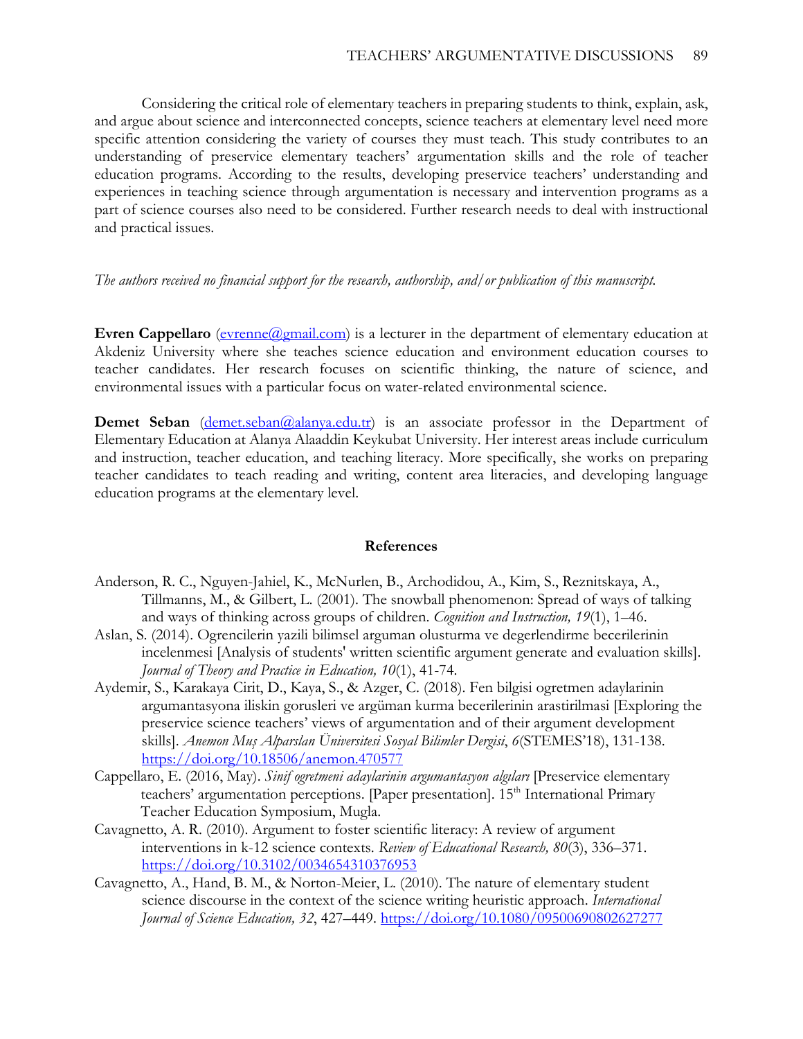Considering the critical role of elementary teachers in preparing students to think, explain, ask, and argue about science and interconnected concepts, science teachers at elementary level need more specific attention considering the variety of courses they must teach. This study contributes to an understanding of preservice elementary teachers' argumentation skills and the role of teacher education programs. According to the results, developing preservice teachers' understanding and experiences in teaching science through argumentation is necessary and intervention programs as a part of science courses also need to be considered. Further research needs to deal with instructional and practical issues.

*The authors received no financial support for the research, authorship, and/or publication of this manuscript.*

**Evren Cappellaro** (evrenne@gmail.com) is a lecturer in the department of elementary education at Akdeniz University where she teaches science education and environment education courses to teacher candidates. Her research focuses on scientific thinking, the nature of science, and environmental issues with a particular focus on water-related environmental science.

**Demet Seban** (demet.seban@alanya.edu.tr) is an associate professor in the Department of Elementary Education at Alanya Alaaddin Keykubat University. Her interest areas include curriculum and instruction, teacher education, and teaching literacy. More specifically, she works on preparing teacher candidates to teach reading and writing, content area literacies, and developing language education programs at the elementary level.

## References

Anderson, R. C., Nguyen-Jahiel, K., McNurlen, B., Archodidou, A., Kim, S., Reznitskaya, A., Tillmanns, M., & Gilbert, L. (2001). The snowball phenomenon: Spread of ways of talking and ways of thinking across groups of children. *Cognition and Instruction, 19*(1), 1–46.

Aslan, S. (2014). Ogrencilerin yazili bilimsel arguman olusturma ve degerlendirme becerilerinin incelenmesi [Analysis of students' written scientific argument generate and evaluation skills]. *Journal of Theory and Practice in Education, 10*(1), 41-74.

Aydemir, S., Karakaya Cirit, D., Kaya, S., & Azger, C. (2018). Fen bilgisi ogretmen adaylarinin argumantasyona iliskin gorusleri ve argüman kurma becerilerinin arastirilmasi [Exploring the preservice science teachers' views of argumentation and of their argument development skills]. *Anemon Muş Alparslan Üniversitesi Sosyal Bilimler Dergisi*, *6*(STEMES'18), 131-138. https://doi.org/10.18506/anemon.470577

Cappellaro, E. (2016, May). *Sinif ogretmeni adaylarinin argumantasyon algıları* [Preservice elementary teachers' argumentation perceptions. [Paper presentation]. 15th International Primary Teacher Education Symposium, Mugla.

Cavagnetto, A. R. (2010). Argument to foster scientific literacy: A review of argument interventions in k-12 science contexts. *Review of Educational Research, 80*(3), 336–371. https://doi.org/10.3102/0034654310376953

Cavagnetto, A., Hand, B. M., & Norton-Meier, L. (2010). The nature of elementary student science discourse in the context of the science writing heuristic approach. *International Journal of Science Education, 32*, 427–449. https://doi.org/10.1080/09500690802627277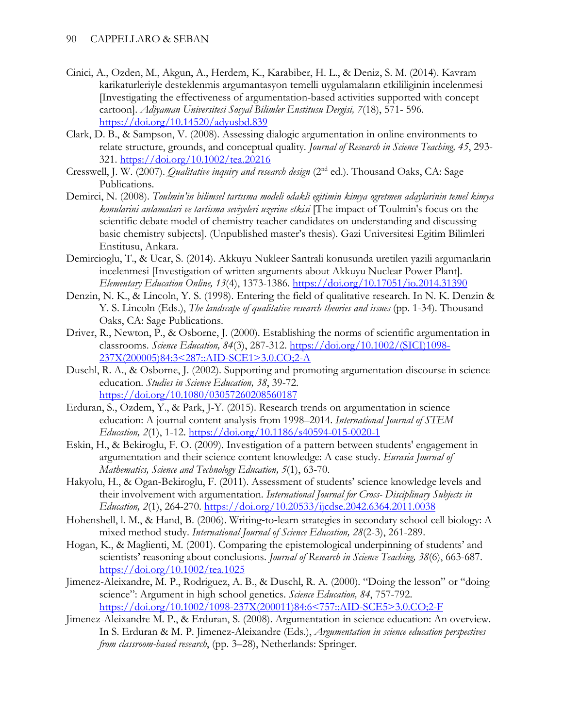Cinici, A., Ozden, M., Akgun, A., Herdem, K., Karabiber, H. L., & Deniz, S. M. (2014). Kavram karikaturleriyle desteklenmis argumantasyon temelli uygulamaların etkililiginin incelenmesi [Investigating the effectiveness of argumentation-based activities supported with concept cartoon]. *Adiyaman Universitesi Sosyal Bilimler Enstitusu Dergisi, 7*(18), 571- 596. https://doi.org/10.14520/adyusbd.839

Clark, D. B., & Sampson, V. (2008). Assessing dialogic argumentation in online environments to relate structure, grounds, and conceptual quality. *Journal of Research in Science Teaching, 45*, 293-321. https://doi.org/10.1002/tea.20216

Cresswell, J. W. (2007). *Qualitative inquiry and research design* (2nd ed.). Thousand Oaks, CA: Sage Publications.

Demirci, N. (2008). *Toulmin'in bilimsel tartısma modeli odakli egitimin kimya ogretmen adaylarinin temel kimya konularini anlamalari ve tartisma seviyeleri uzerine etkisi* [The impact of Toulmin's focus on the scientific debate model of chemistry teacher candidates on understanding and discussing basic chemistry subjects]. (Unpublished master's thesis). Gazi Universitesi Egitim Bilimleri Enstitusu, Ankara.

Demircioglu, T., & Ucar, S. (2014). Akkuyu Nukleer Santrali konusunda uretilen yazili argumanlarin incelenmesi [Investigation of written arguments about Akkuyu Nuclear Power Plant]. *Elementary Education Online, 13*(4), 1373-1386. https://doi.org/10.17051/io.2014.31390

Denzin, N. K., & Lincoln, Y. S. (1998). Entering the field of qualitative research. In N. K. Denzin & Y. S. Lincoln (Eds.), *The landscape of qualitative research theories and issues* (pp. 1-34). Thousand Oaks, CA: Sage Publications.

Driver, R., Newton, P., & Osborne, J. (2000). Establishing the norms of scientific argumentation in classrooms. *Science Education, 84*(3), 287-312. https://doi.org/10.1002/(SICI)1098-237X(200005)84:3<287::AID-SCE1>3.0.CO;2-A

Duschl, R. A., & Osborne, J. (2002). Supporting and promoting argumentation discourse in science education. *Studies in Science Education, 38*, 39-72. https://doi.org/10.1080/03057260208560187

Erduran, S., Ozdem, Y., & Park, J-Y. (2015). Research trends on argumentation in science education: A journal content analysis from 1998–2014. *International Journal of STEM Education, 2*(1), 1-12. https://doi.org/10.1186/s40594-015-0020-1

Eskin, H., & Bekiroglu, F. O. (2009). Investigation of a pattern between students' engagement in argumentation and their science content knowledge: A case study. *Eurasia Journal of Mathematics, Science and Technology Education, 5*(1), 63-70.

Hakyolu, H., & Ogan-Bekiroglu, F. (2011). Assessment of students' science knowledge levels and their involvement with argumentation. *International Journal for Cross- Disciplinary Subjects in Education, 2*(1), 264-270. https://doi.org/10.20533/ijcdse.2042.6364.2011.0038

Hohenshell, l. M., & Hand, B. (2006). Writing-to-learn strategies in secondary school cell biology: A mixed method study. *International Journal of Science Education, 28*(2-3), 261-289.

Hogan, K., & Maglienti, M. (2001). Comparing the epistemological underpinning of students' and scientists' reasoning about conclusions. *Journal of Research in Science Teaching, 38*(6), 663-687. https://doi.org/10.1002/tea.1025

Jimenez-Aleixandre, M. P., Rodriguez, A. B., & Duschl, R. A. (2000). "Doing the lesson" or "doing science": Argument in high school genetics. *Science Education, 84*, 757-792. https://doi.org/10.1002/1098-237X(200011)84:6<757::AID-SCE5>3.0.CO;2-F

Jimenez-Aleixandre M. P., & Erduran, S. (2008). Argumentation in science education: An overview. In S. Erduran & M. P. Jimenez-Aleixandre (Eds.), *Argumentation in science education perspectives from classroom-based research*, (pp. 3–28), Netherlands: Springer.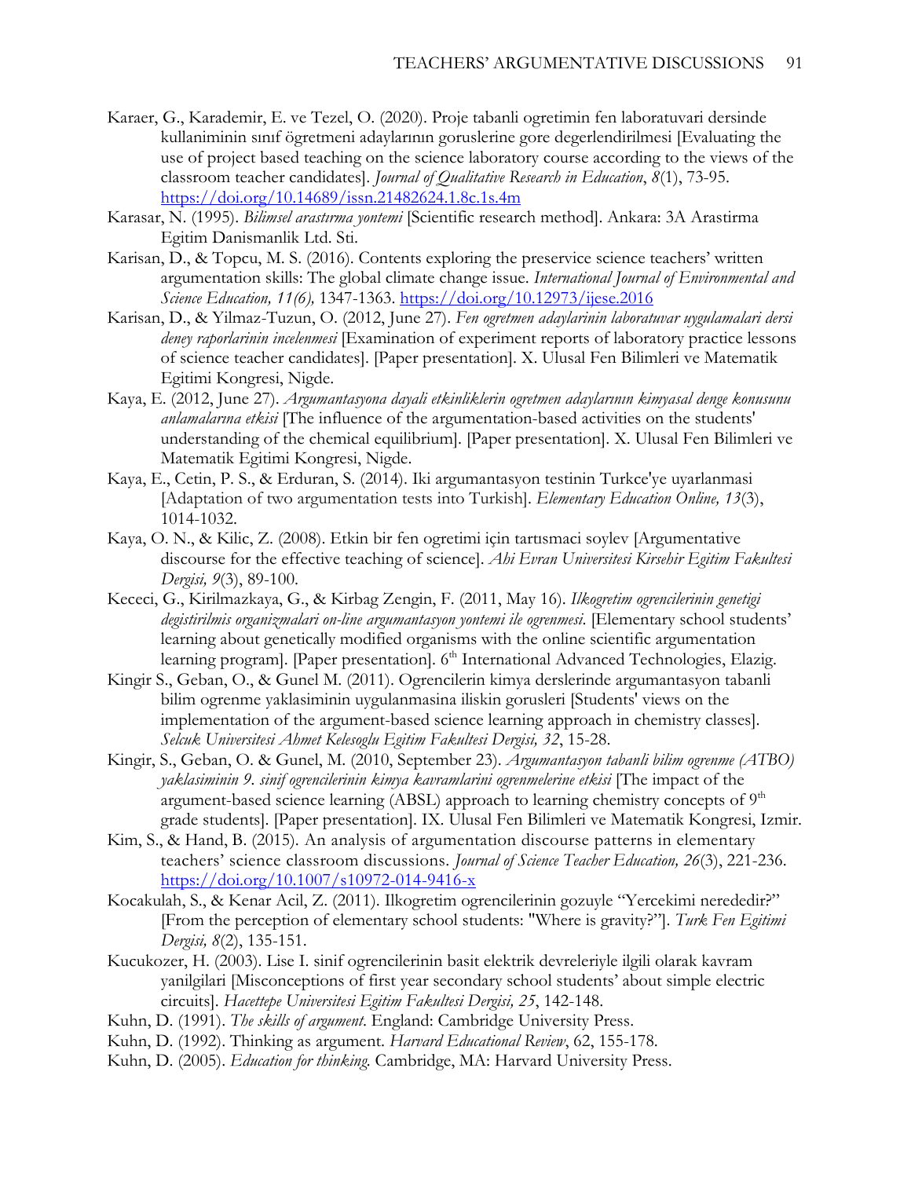Karaer, G., Karademir, E. ve Tezel, O. (2020). Proje tabanli ogretimin fen laboratuvari dersinde kullaniminin sınıf öğretmeni adaylarının goruslerine gore degerlendirilmesi [Evaluating the use of project based teaching on the science laboratory course according to the views of the classroom teacher candidates]. *Journal of Qualitative Research in Education*, *8*(1), 73-95. https://doi.org/10.14689/issn.21482624.1.8c.1s.4m

Karasar, N. (1995). *Bilimsel arastırma yontemi* [Scientific research method]. Ankara: 3A Arastirma Egitim Danismanlik Ltd. Sti.

Karisan, D., & Topcu, M. S. (2016). Contents exploring the preservice science teachers' written argumentation skills: The global climate change issue. *International Journal of Environmental and Science Education, 11(6),* 1347-1363. https://doi.org/10.12973/ijese.2016

Karisan, D., & Yilmaz-Tuzun, O. (2012, June 27). *Fen ogretmen adaylarinin laboratuvar uygulamalari dersi deney raporlarinin incelenmesi* [Examination of experiment reports of laboratory practice lessons of science teacher candidates]. [Paper presentation]. X. Ulusal Fen Bilimleri ve Matematik Egitimi Kongresi, Nigde.

Kaya, E. (2012, June 27). *Argumantasyona dayali etkinliklerin ogretmen adaylarının kimyasal denge konusunu anlamalarına etkisi* [The influence of the argumentation-based activities on the students' understanding of the chemical equilibrium]. [Paper presentation]. X. Ulusal Fen Bilimleri ve Matematik Egitimi Kongresi, Nigde.

Kaya, E., Cetin, P. S., & Erduran, S. (2014). Iki argumantasyon testinin Turkce'ye uyarlanmasi [Adaptation of two argumentation tests into Turkish]. *Elementary Education Online, 13*(3), 1014-1032.

Kaya, O. N., & Kilic, Z. (2008). Etkin bir fen ogretimi için tartısmaci soylev [Argumentative discourse for the effective teaching of science]. *Ahi Evran Universitesi Kirsehir Egitim Fakultesi Dergisi, 9*(3), 89-100.

Kececi, G., Kirilmazkaya, G., & Kirbag Zengin, F. (2011, May 16). *Ilkogretim ogrencilerinin genetigi degistirilmis organizmalari on-line argumantasyon yontemi ile ogrenmesi.* [Elementary school students' learning about genetically modified organisms with the online scientific argumentation learning program]. [Paper presentation]. 6th International Advanced Technologies, Elazig.

Kingir S., Geban, O., & Gunel M. (2011). Ogrencilerin kimya derslerinde argumantasyon tabanli bilim ogrenme yaklasiminin uygulanmasina iliskin gorusleri [Students' views on the implementation of the argument-based science learning approach in chemistry classes]. *Selcuk Universitesi Ahmet Kelesoglu Egitim Fakultesi Dergisi, 32*, 15-28.

Kingir, S., Geban, O. & Gunel, M. (2010, September 23). *Argumantasyon tabanli bilim ogrenme (ATBO) yaklasiminin 9. sinif ogrencilerinin kimya kavramlarini ogrenmelerine etkisi* [The impact of the argument-based science learning (ABSL) approach to learning chemistry concepts of 9th grade students]. [Paper presentation]. IX. Ulusal Fen Bilimleri ve Matematik Kongresi, Izmir.

Kim, S., & Hand, B. (2015). An analysis of argumentation discourse patterns in elementary teachers' science classroom discussions. *Journal of Science Teacher Education, 26*(3), 221-236. https://doi.org/10.1007/s10972-014-9416-x

Kocakulah, S., & Kenar Acil, Z. (2011). Ilkogretim ogrencilerinin gozuyle "Yercekimi nerededir?" [From the perception of elementary school students: "Where is gravity?"]. *Turk Fen Egitimi Dergisi, 8*(2), 135-151.

Kucukozer, H. (2003). Lise I. sinif ogrencilerinin basit elektrik devreleriyle ilgili olarak kavram yanilgilari [Misconceptions of first year secondary school students' about simple electric circuits]. *Hacettepe Universitesi Egitim Fakultesi Dergisi, 25*, 142-148.

Kuhn, D. (1991). *The skills of argument*. England: Cambridge University Press.

Kuhn, D. (1992). Thinking as argument. *Harvard Educational Review*, 62, 155-178.

Kuhn, D. (2005). *Education for thinking.* Cambridge, MA: Harvard University Press.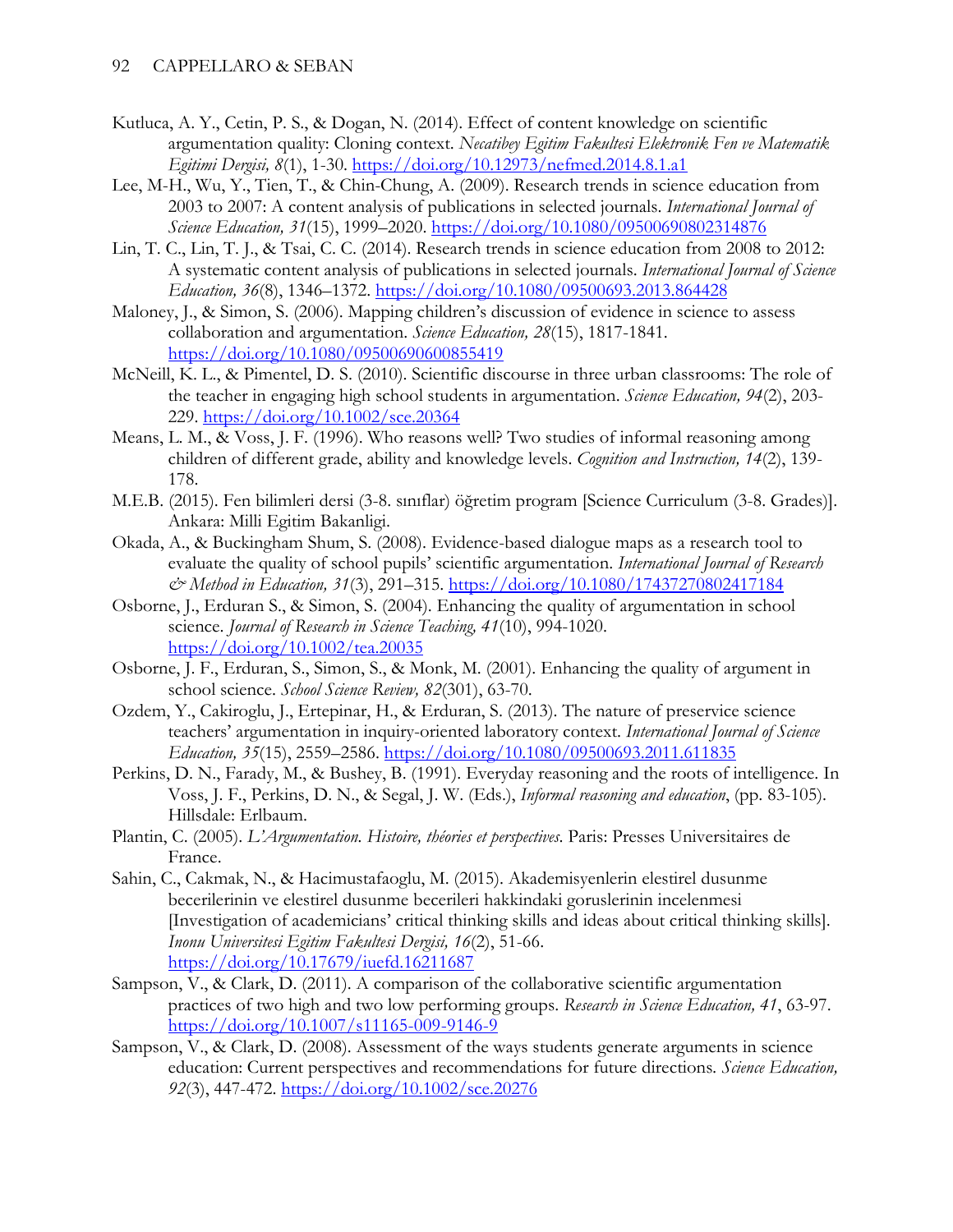Kutluca, A. Y., Cetin, P. S., & Dogan, N. (2014). Effect of content knowledge on scientific argumentation quality: Cloning context. *Necatibey Egitim Fakultesi Elektronik Fen ve Matematik Egitimi Dergisi, 8*(1), 1-30. https://doi.org/10.12973/nefmed.2014.8.1.a1

Lee, M-H., Wu, Y., Tien, T., & Chin-Chung, A. (2009). Research trends in science education from 2003 to 2007: A content analysis of publications in selected journals. *International Journal of Science Education, 31*(15), 1999–2020. https://doi.org/10.1080/09500690802314876

Lin, T. C., Lin, T. J., & Tsai, C. C. (2014). Research trends in science education from 2008 to 2012: A systematic content analysis of publications in selected journals. *International Journal of Science Education, 36*(8), 1346–1372. https://doi.org/10.1080/09500693.2013.864428

Maloney, J., & Simon, S. (2006). Mapping children's discussion of evidence in science to assess collaboration and argumentation. *Science Education, 28*(15), 1817-1841. https://doi.org/10.1080/09500690600855419

McNeill, K. L., & Pimentel, D. S. (2010). Scientific discourse in three urban classrooms: The role of the teacher in engaging high school students in argumentation. *Science Education, 94*(2), 203-229. https://doi.org/10.1002/sce.20364

Means, L. M., & Voss, J. F. (1996). Who reasons well? Two studies of informal reasoning among children of different grade, ability and knowledge levels. *Cognition and Instruction, 14*(2), 139-178.

M.E.B. (2015). Fen bilimleri dersi (3-8. sınıflar) öğretim program [Science Curriculum (3-8. Grades)]. Ankara: Milli Egitim Bakanligi.

Okada, A., & Buckingham Shum, S. (2008). Evidence-based dialogue maps as a research tool to evaluate the quality of school pupils' scientific argumentation. *International Journal of Research & Method in Education, 31*(3), 291–315. https://doi.org/10.1080/17437270802417184

Osborne, J., Erduran S., & Simon, S. (2004). Enhancing the quality of argumentation in school science. *Journal of Research in Science Teaching, 41*(10), 994-1020. https://doi.org/10.1002/tea.20035

Osborne, J. F., Erduran, S., Simon, S., & Monk, M. (2001). Enhancing the quality of argument in school science. *School Science Review, 82*(301), 63-70.

Ozdem, Y., Cakiroglu, J., Ertepinar, H., & Erduran, S. (2013). The nature of preservice science teachers' argumentation in inquiry-oriented laboratory context. *International Journal of Science Education, 35*(15), 2559–2586. https://doi.org/10.1080/09500693.2011.611835

Perkins, D. N., Farady, M., & Bushey, B. (1991). Everyday reasoning and the roots of intelligence. In Voss, J. F., Perkins, D. N., & Segal, J. W. (Eds.), *Informal reasoning and education*, (pp. 83-105). Hillsdale: Erlbaum.

Plantin, C. (2005). *L'Argumentation. Histoire, théories et perspectives*. Paris: Presses Universitaires de France.

Sahin, C., Cakmak, N., & Hacimustafaoglu, M. (2015). Akademisyenlerin elestirel dusunme becerilerinin ve elestirel dusunme becerileri hakkindaki goruslerinin incelenmesi [Investigation of academicians' critical thinking skills and ideas about critical thinking skills]. *Inonu Universitesi Egitim Fakultesi Dergisi, 16*(2), 51-66. https://doi.org/10.17679/iuefd.16211687

Sampson, V., & Clark, D. (2011). A comparison of the collaborative scientific argumentation practices of two high and two low performing groups. *Research in Science Education, 41*, 63-97. https://doi.org/10.1007/s11165-009-9146-9

Sampson, V., & Clark, D. (2008). Assessment of the ways students generate arguments in science education: Current perspectives and recommendations for future directions. *Science Education, 92*(3), 447-472. https://doi.org/10.1002/sce.20276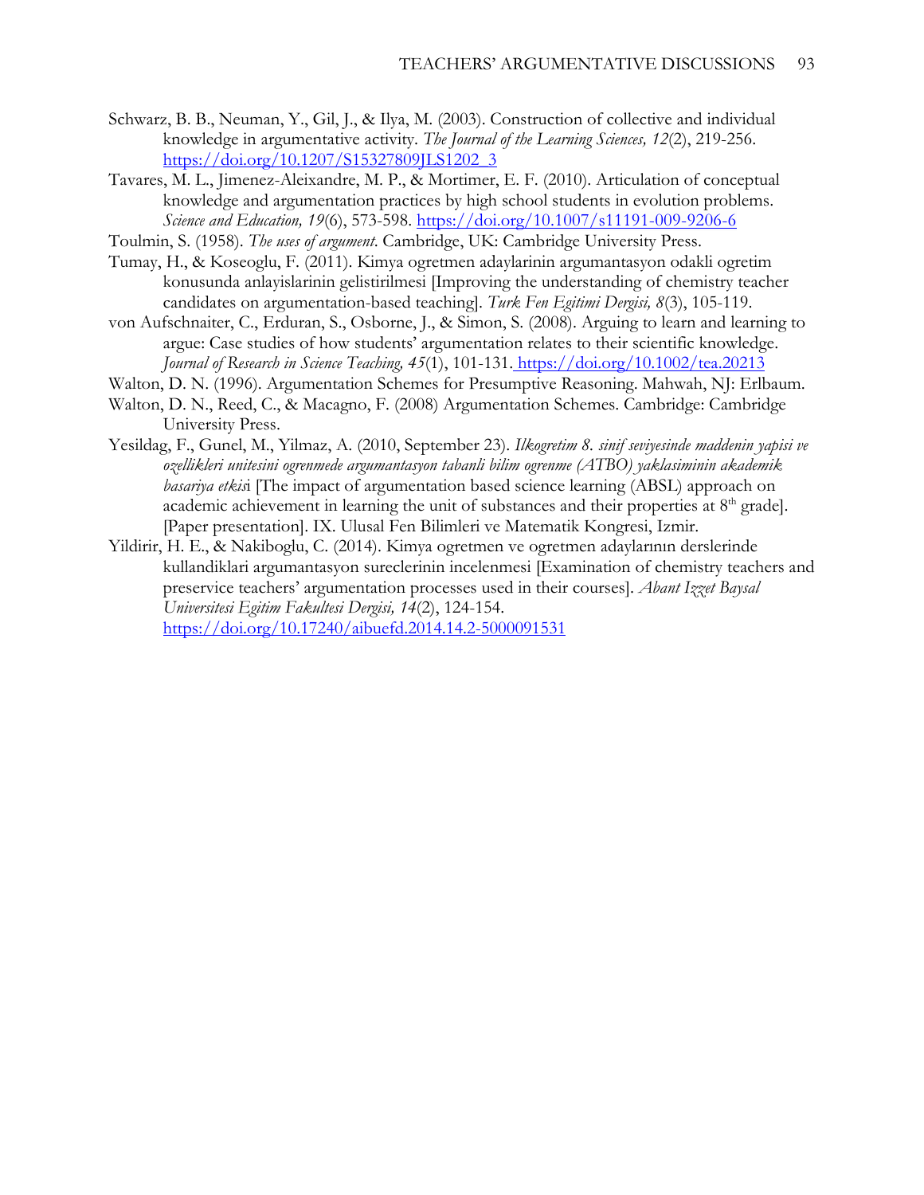Schwarz, B. B., Neuman, Y., Gil, J., & Ilya, M. (2003). Construction of collective and individual knowledge in argumentative activity. *The Journal of the Learning Sciences, 12*(2), 219-256. https://doi.org/10.1207/S15327809JLS1202_3

Tavares, M. L., Jimenez-Aleixandre, M. P., & Mortimer, E. F. (2010). Articulation of conceptual knowledge and argumentation practices by high school students in evolution problems. *Science and Education, 19*(6), 573-598. https://doi.org/10.1007/s11191-009-9206-6

Toulmin, S. (1958). *The uses of argument*. Cambridge, UK: Cambridge University Press.

Tumay, H., & Koseoglu, F. (2011). Kimya ogretmen adaylarinin argumantasyon odakli ogretim konusunda anlayislarinin gelistirilmesi [Improving the understanding of chemistry teacher candidates on argumentation-based teaching]. *Turk Fen Egitimi Dergisi, 8*(3), 105-119.

von Aufschnaiter, C., Erduran, S., Osborne, J., & Simon, S. (2008). Arguing to learn and learning to argue: Case studies of how students' argumentation relates to their scientific knowledge. *Journal of Research in Science Teaching, 45*(1), 101-131. https://doi.org/10.1002/tea.20213

Walton, D. N. (1996). Argumentation Schemes for Presumptive Reasoning. Mahwah, NJ: Erlbaum.

Walton, D. N., Reed, C., & Macagno, F. (2008) Argumentation Schemes. Cambridge: Cambridge University Press.

Yesildag, F., Gunel, M., Yilmaz, A. (2010, September 23). *Ilkogretim 8. sinif seviyesinde maddenin yapisi ve ozellikleri unitesini ogrenmede argumantasyon tabanli bilim ogrenme (ATBO) yaklasiminin akademik basariya etkis*i [The impact of argumentation based science learning (ABSL) approach on academic achievement in learning the unit of substances and their properties at 8th grade]. [Paper presentation]. IX. Ulusal Fen Bilimleri ve Matematik Kongresi, Izmir.

Yildirir, H. E., & Nakiboglu, C. (2014). Kimya ogretmen ve ogretmen adaylarının derslerinde kullandiklari argumantasyon sureclerinin incelenmesi [Examination of chemistry teachers and preservice teachers' argumentation processes used in their courses]. *Abant Izzet Baysal Universitesi Egitim Fakultesi Dergisi, 14*(2), 124-154. https://doi.org/10.17240/aibuefd.2014.14.2-5000091531